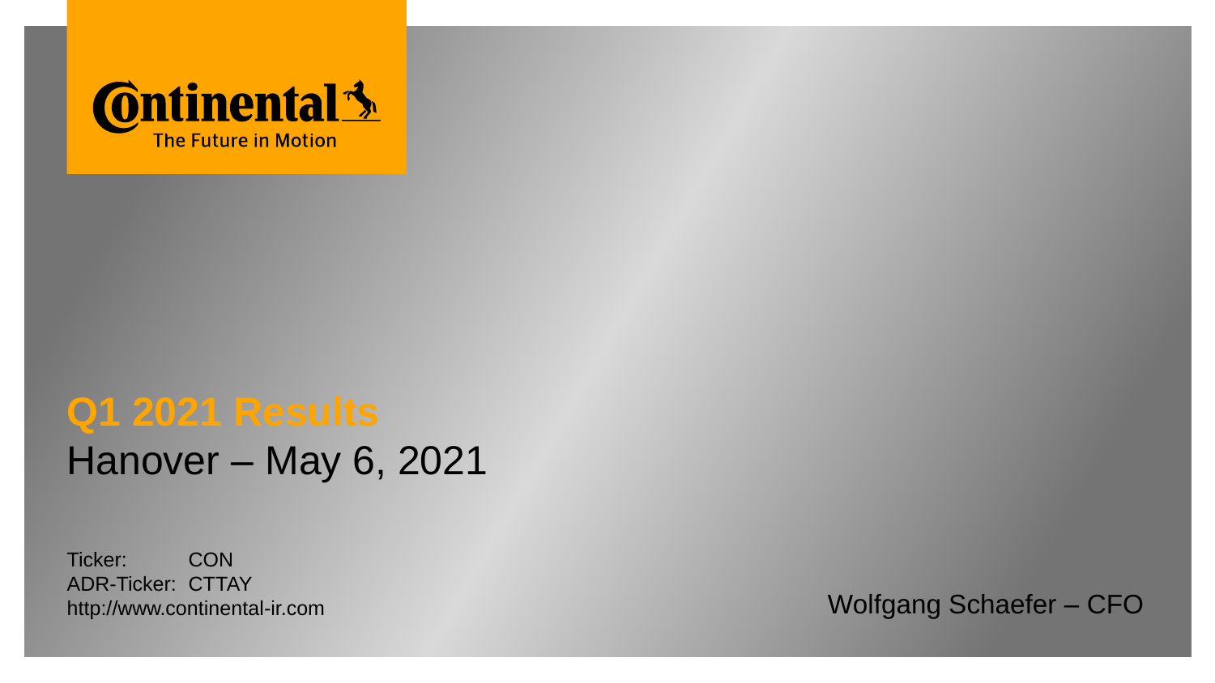Continental
The Future in Motion

# Q1 2021 Results

Hanover – May 6, 2021

Ticker: CON
ADR-Ticker: CTTAY
http://www.continental-ir.com

Wolfgang Schaefer – CFO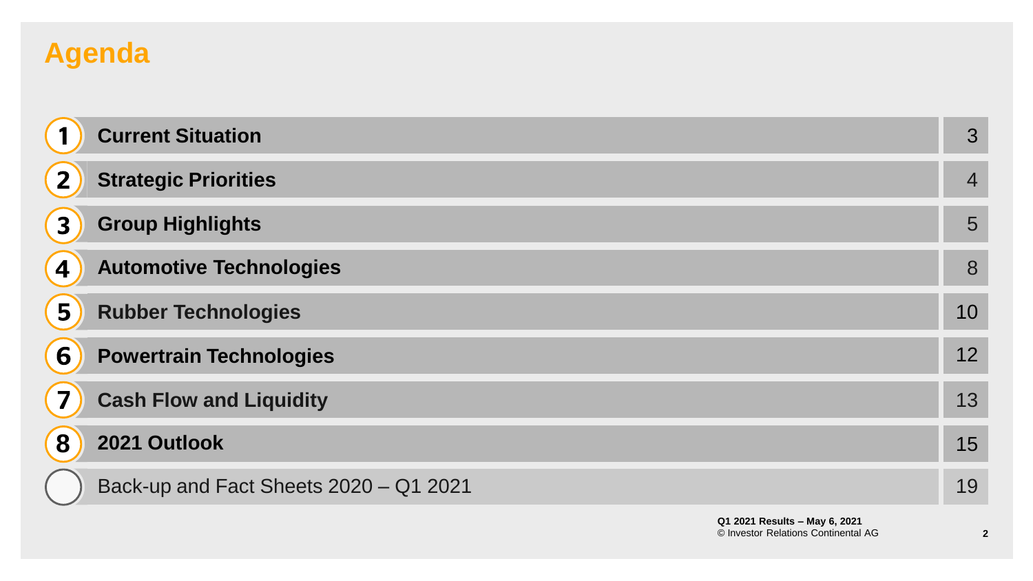# Agenda

| | | |
|---|---|---|
| 1 | **Current Situation** | 3 |
| 2 | **Strategic Priorities** | 4 |
| 3 | **Group Highlights** | 5 |
| 4 | **Automotive Technologies** | 8 |
| 5 | **Rubber Technologies** | 10 |
| 6 | **Powertrain Technologies** | 12 |
| 7 | **Cash Flow and Liquidity** | 13 |
| 8 | **2021 Outlook** | 15 |
| | Back-up and Fact Sheets 2020 – Q1 2021 | 19 |

**Q1 2021 Results – May 6, 2021**
© Investor Relations Continental AG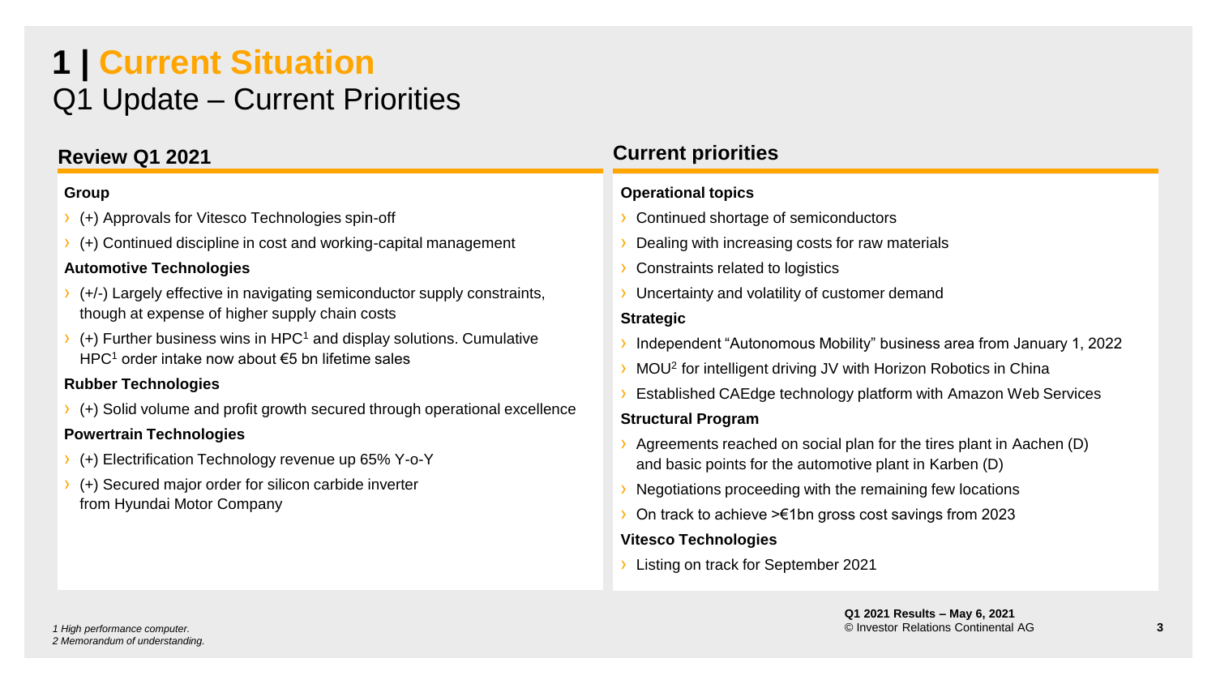# 1 | Current Situation

## Q1 Update – Current Priorities

### Review Q1 2021

**Group**

- (+) Approvals for Vitesco Technologies spin-off
- (+) Continued discipline in cost and working-capital management

**Automotive Technologies**

- (+/-) Largely effective in navigating semiconductor supply constraints, though at expense of higher supply chain costs
- (+) Further business wins in HPC[1] and display solutions. Cumulative HPC[1] order intake now about €5 bn lifetime sales

**Rubber Technologies**

- (+) Solid volume and profit growth secured through operational excellence

**Powertrain Technologies**

- (+) Electrification Technology revenue up 65% Y-o-Y
- (+) Secured major order for silicon carbide inverter from Hyundai Motor Company

### Current priorities

**Operational topics**

- Continued shortage of semiconductors
- Dealing with increasing costs for raw materials
- Constraints related to logistics
- Uncertainty and volatility of customer demand

**Strategic**

- Independent "Autonomous Mobility" business area from January 1, 2022
- MOU[2] for intelligent driving JV with Horizon Robotics in China
- Established CAEdge technology platform with Amazon Web Services

**Structural Program**

- Agreements reached on social plan for the tires plant in Aachen (D) and basic points for the automotive plant in Karben (D)
- Negotiations proceeding with the remaining few locations
- On track to achieve >€1bn gross cost savings from 2023

**Vitesco Technologies**

- Listing on track for September 2021

*1 High performance computer.*
*2 Memorandum of understanding.*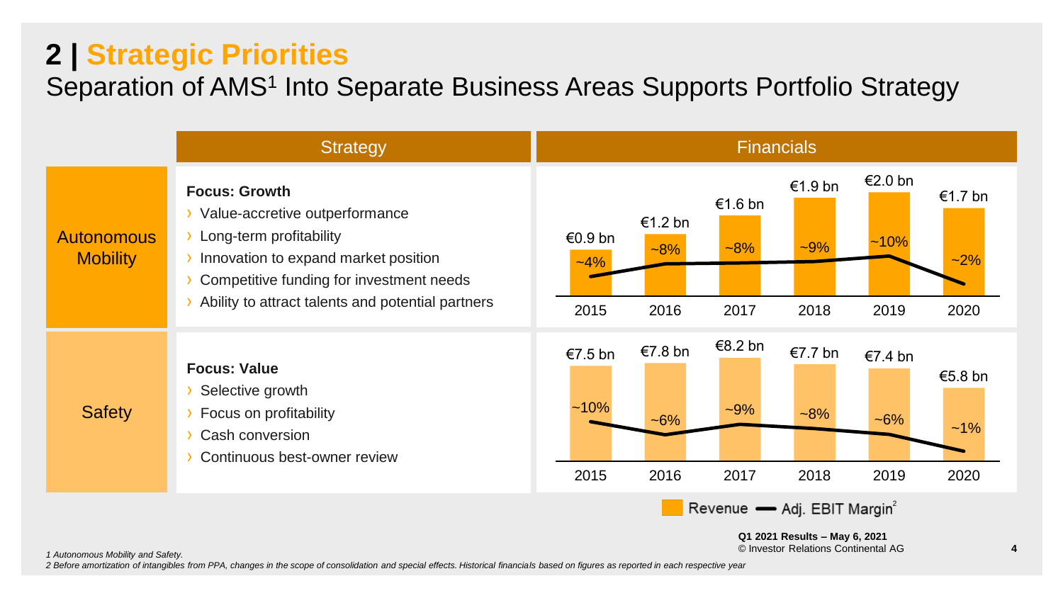# 2 | Strategic Priorities

## Separation of AMS[1] Into Separate Business Areas Supports Portfolio Strategy

| | Strategy |
|---|---|
| Autonomous Mobility | **Focus: Growth**<br>› Value-accretive outperformance<br>› Long-term profitability<br>› Innovation to expand market position<br>› Competitive funding for investment needs<br>› Ability to attract talents and potential partners |
| Safety | **Focus: Value**<br>› Selective growth<br>› Focus on profitability<br>› Cash conversion<br>› Continuous best-owner review |

**Financials**

Autonomous Mobility

| | 2015 | 2016 | 2017 | 2018 | 2019 | 2020 |
|---|---|---|---|---|---|---|
| Revenue | €0.9 bn | €1.2 bn | €1.6 bn | €1.9 bn | €2.0 bn | €1.7 bn |
| Adj. EBIT Margin[2] | ~4% | ~8% | ~8% | ~9% | ~10% | ~2% |

Safety

| | 2015 | 2016 | 2017 | 2018 | 2019 | 2020 |
|---|---|---|---|---|---|---|
| Revenue | €7.5 bn | €7.8 bn | €8.2 bn | €7.7 bn | €7.4 bn | €5.8 bn |
| Adj. EBIT Margin[2] | ~10% | ~6% | ~9% | ~8% | ~6% | ~1% |

Revenue — Adj. EBIT Margin[2]

*1 Autonomous Mobility and Safety.*

*2 Before amortization of intangibles from PPA, changes in the scope of consolidation and special effects. Historical financials based on figures as reported in each respective year*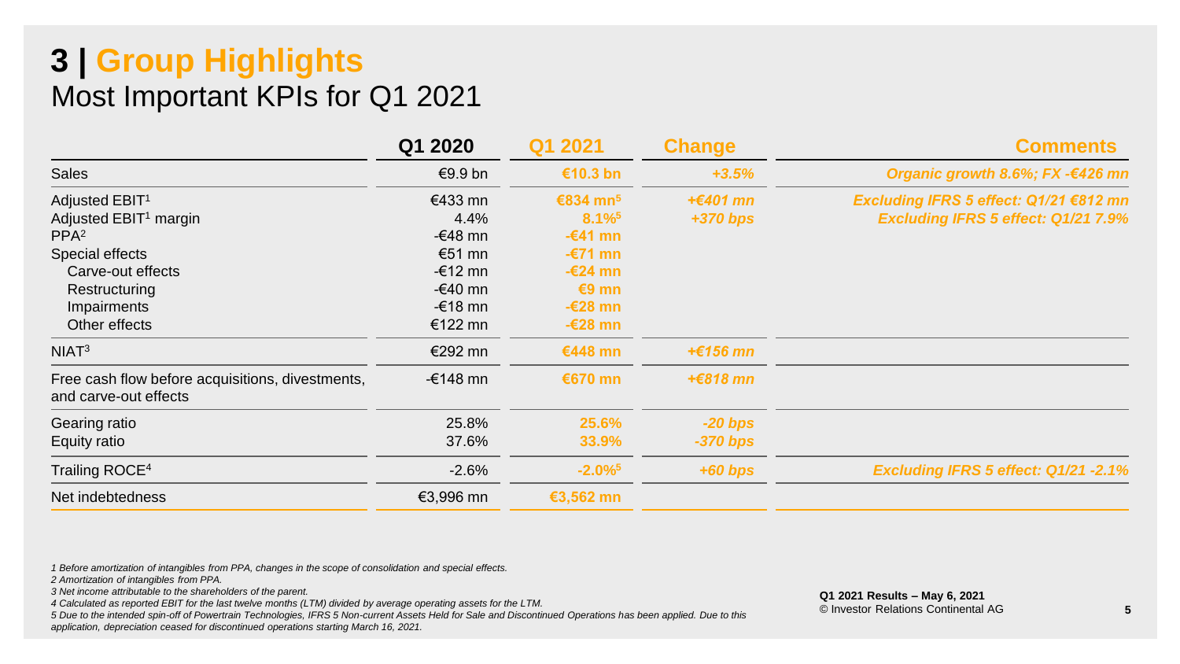# 3 | Group Highlights

## Most Important KPIs for Q1 2021

| | Q1 2020 | Q1 2021 | Change | Comments |
|---|---|---|---|---|
| Sales | €9.9 bn | €10.3 bn | *+3.5%* | *Organic growth 8.6%; FX -€426 mn* |
| Adjusted EBIT[1] | €433 mn | €834 mn[5] | *+€401 mn* | *Excluding IFRS 5 effect: Q1/21 €812 mn* |
| Adjusted EBIT[1] margin | 4.4% | 8.1%[5] | *+370 bps* | *Excluding IFRS 5 effect: Q1/21 7.9%* |
| PPA[2] | -€48 mn | -€41 mn | | |
| Special effects | €51 mn | -€71 mn | | |
| Carve-out effects | -€12 mn | -€24 mn | | |
| Restructuring | -€40 mn | €9 mn | | |
| Impairments | -€18 mn | -€28 mn | | |
| Other effects | €122 mn | -€28 mn | | |
| NIAT[3] | €292 mn | €448 mn | *+€156 mn* | |
| Free cash flow before acquisitions, divestments, and carve-out effects | -€148 mn | €670 mn | *+€818 mn* | |
| Gearing ratio | 25.8% | 25.6% | *-20 bps* | |
| Equity ratio | 37.6% | 33.9% | *-370 bps* | |
| Trailing ROCE[4] | -2.6% | -2.0%[5] | *+60 bps* | *Excluding IFRS 5 effect: Q1/21 -2.1%* |
| Net indebtedness | €3,996 mn | €3,562 mn | | |

*1 Before amortization of intangibles from PPA, changes in the scope of consolidation and special effects.*
*2 Amortization of intangibles from PPA.*
*3 Net income attributable to the shareholders of the parent.*
*4 Calculated as reported EBIT for the last twelve months (LTM) divided by average operating assets for the LTM.*
*5 Due to the intended spin-off of Powertrain Technologies, IFRS 5 Non-current Assets Held for Sale and Discontinued Operations has been applied. Due to this application, depreciation ceased for discontinued operations starting March 16, 2021.*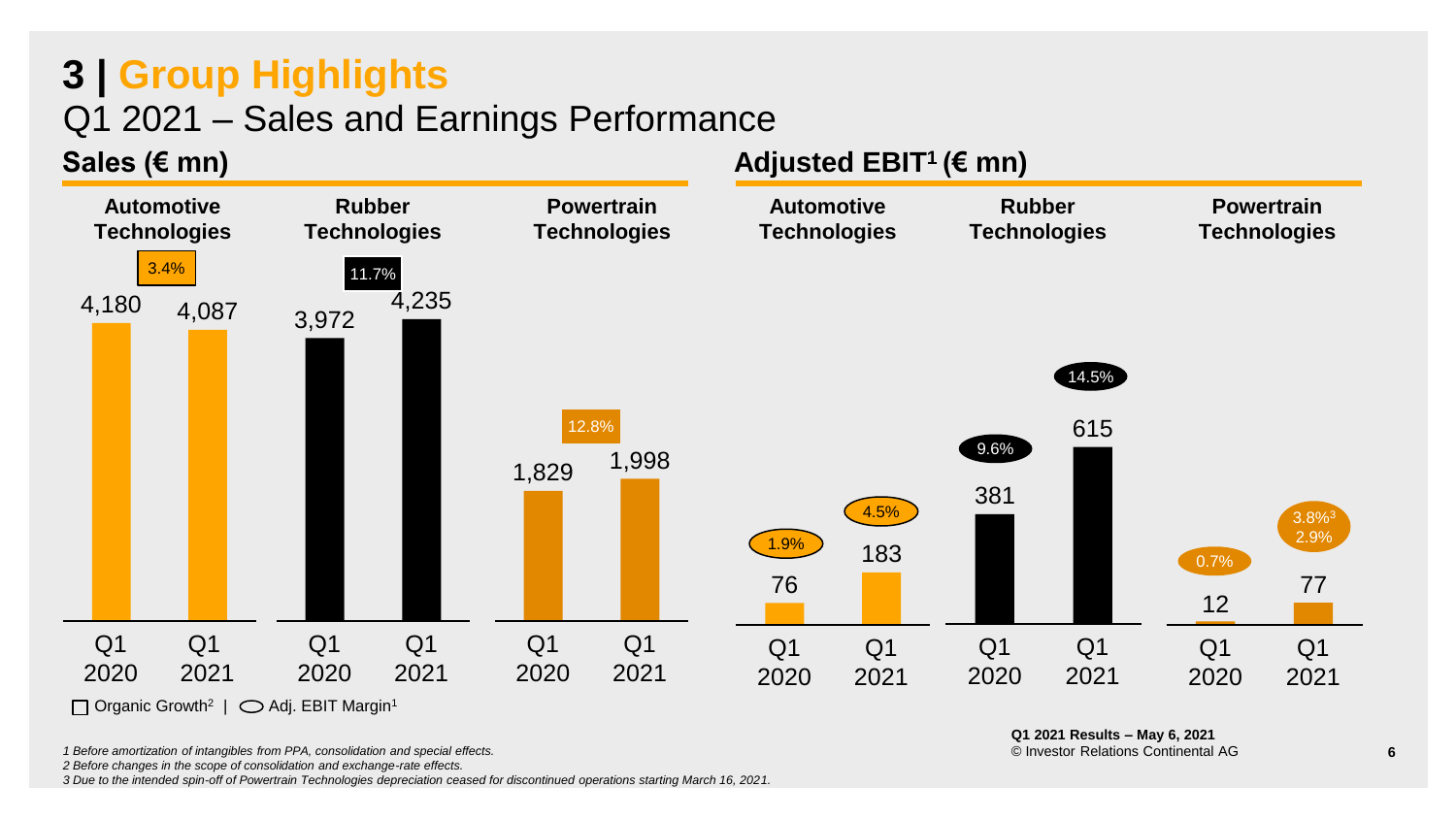# 3 | Group Highlights

## Q1 2021 – Sales and Earnings Performance

### Sales (€ mn)

| | Automotive Technologies | Rubber Technologies | Powertrain Technologies |
|---|---|---|---|
| Q1 2020 | 4,180 | 3,972 | 1,829 |
| Q1 2021 | 4,087 | 4,235 | 1,998 |
| Organic Growth[2] | 3.4% | 11.7% | 12.8% |

### Adjusted EBIT[1] (€ mn)

| | Automotive Technologies | Rubber Technologies | Powertrain Technologies |
|---|---|---|---|
| Q1 2020 | 76 | 381 | 12 |
| Adj. EBIT Margin[1] Q1 2020 | 1.9% | 9.6% | 0.7% |
| Q1 2021 | 183 | 615 | 77 |
| Adj. EBIT Margin[1] Q1 2021 | 4.5% | 14.5% | 3.8%[3] / 2.9% |

□ Organic Growth[2] | ⬭ Adj. EBIT Margin[1]

Q1 2021 Results – May 6, 2021
© Investor Relations Continental AG

*1 Before amortization of intangibles from PPA, consolidation and special effects.*
*2 Before changes in the scope of consolidation and exchange-rate effects.*
*3 Due to the intended spin-off of Powertrain Technologies depreciation ceased for discontinued operations starting March 16, 2021.*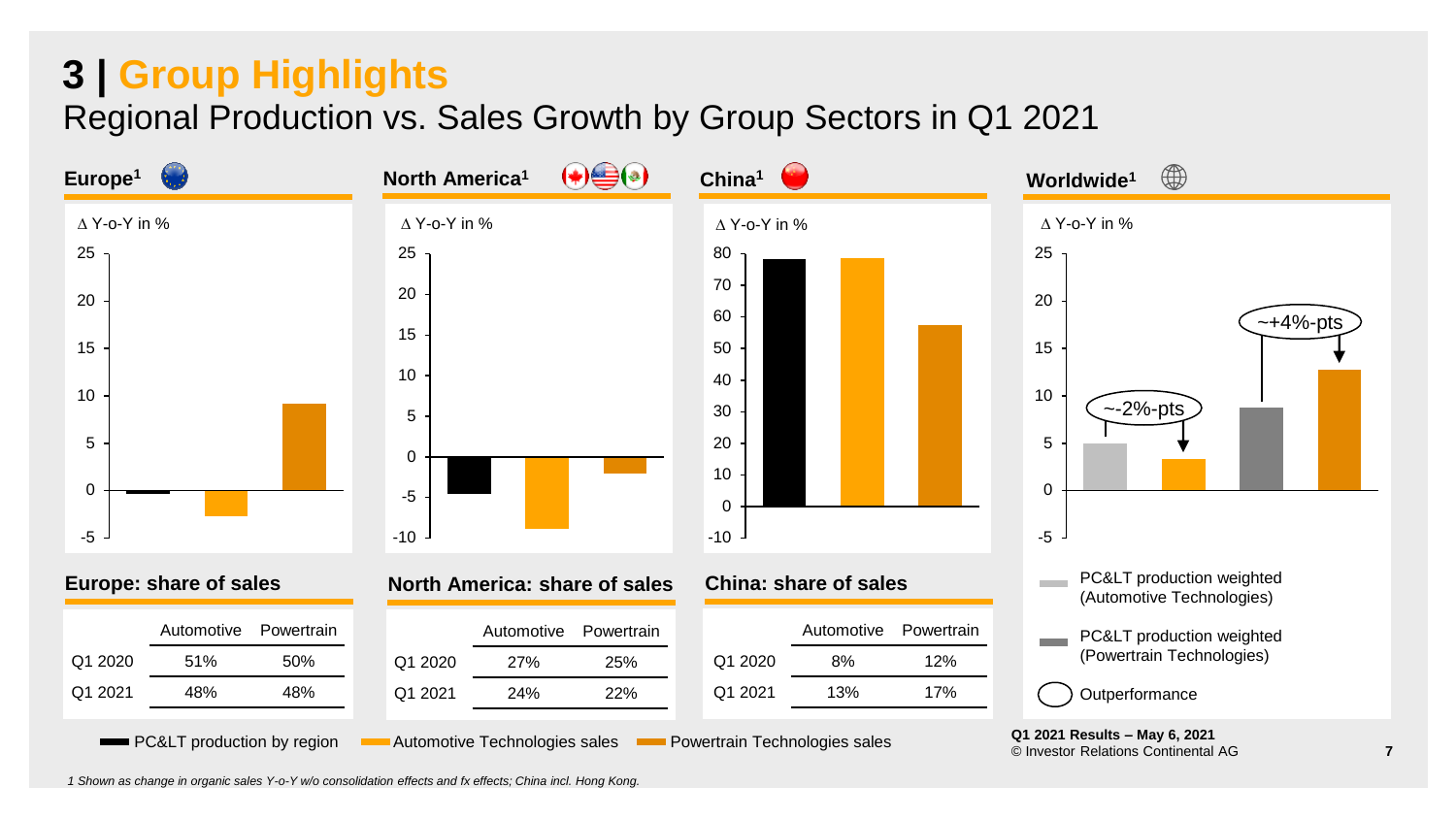# 3 | Group Highlights

## Regional Production vs. Sales Growth by Group Sectors in Q1 2021

### Europe[1]

Δ Y-o-Y in %

### North America[1]

Δ Y-o-Y in %

### China[1]

Δ Y-o-Y in %

### Worldwide[1]

Δ Y-o-Y in %

~-2%-pts

~+4%-pts

- PC&LT production weighted (Automotive Technologies)
- PC&LT production weighted (Powertrain Technologies)
- Outperformance

### Europe: share of sales

| | Automotive | Powertrain |
|---|---|---|
| Q1 2020 | 51% | 50% |
| Q1 2021 | 48% | 48% |

### North America: share of sales

| | Automotive | Powertrain |
|---|---|---|
| Q1 2020 | 27% | 25% |
| Q1 2021 | 24% | 22% |

### China: share of sales

| | Automotive | Powertrain |
|---|---|---|
| Q1 2020 | 8% | 12% |
| Q1 2021 | 13% | 17% |

PC&LT production by region | Automotive Technologies sales | Powertrain Technologies sales

Q1 2021 Results – May 6, 2021
© Investor Relations Continental AG

*1 Shown as change in organic sales Y-o-Y w/o consolidation effects and fx effects; China incl. Hong Kong.*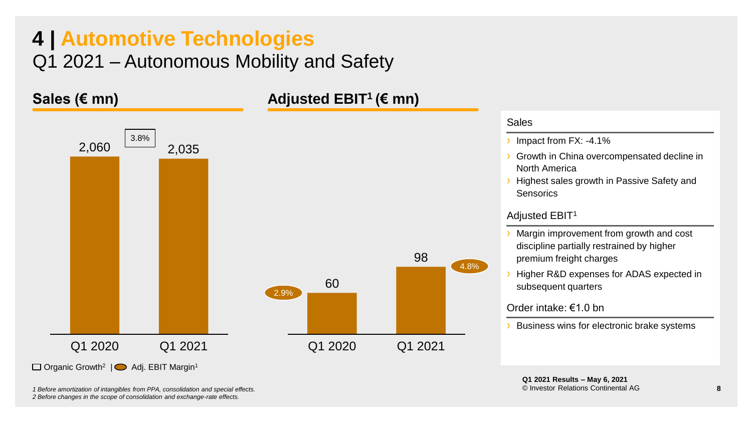# 4 | Automotive Technologies

## Q1 2021 – Autonomous Mobility and Safety

### Sales (€ mn)

| | Q1 2020 | Q1 2021 |
|---|---|---|
| Sales | 2,060 | 2,035 |
| Organic Growth[2] | | 3.8% |

### Adjusted EBIT[1] (€ mn)

| | Q1 2020 | Q1 2021 |
|---|---|---|
| Adjusted EBIT | 60 | 98 |
| Adj. EBIT Margin[1] | 2.9% | 4.8% |

Organic Growth[2] | Adj. EBIT Margin[1]

**Sales**

- Impact from FX: -4.1%
- Growth in China overcompensated decline in North America
- Highest sales growth in Passive Safety and Sensorics

**Adjusted EBIT[1]**

- Margin improvement from growth and cost discipline partially restrained by higher premium freight charges
- Higher R&D expenses for ADAS expected in subsequent quarters

**Order intake: €1.0 bn**

- Business wins for electronic brake systems

*1 Before amortization of intangibles from PPA, consolidation and special effects.*
*2 Before changes in the scope of consolidation and exchange-rate effects.*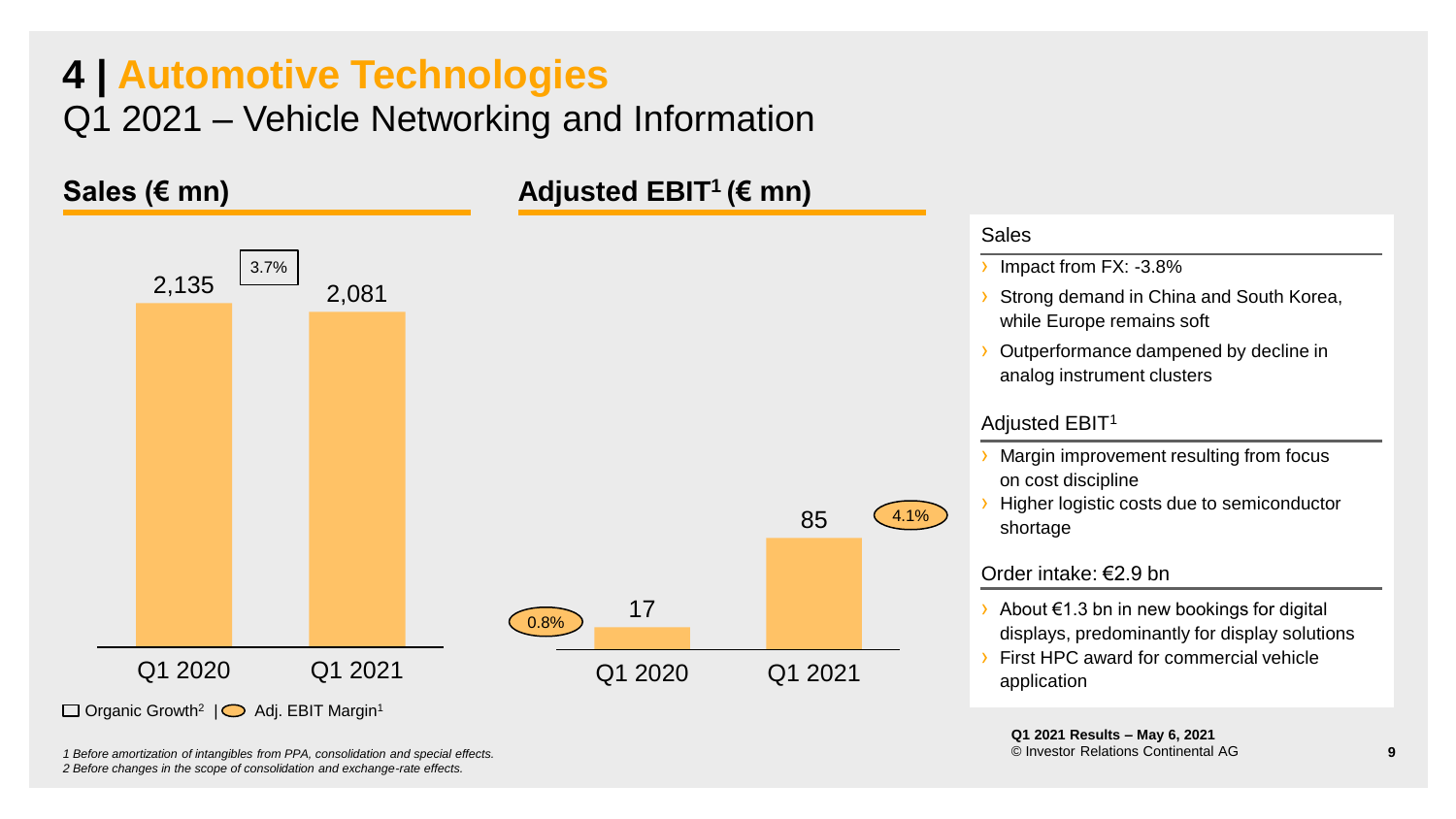# 4 | Automotive Technologies

## Q1 2021 – Vehicle Networking and Information

### Sales (€ mn)

| | Q1 2020 | Q1 2021 |
|---|---|---|
| Sales | 2,135 | 2,081 |
| Organic Growth[2] | | 3.7% |

### Adjusted EBIT[1] (€ mn)

| | Q1 2020 | Q1 2021 |
|---|---|---|
| Adjusted EBIT | 17 | 85 |
| Adj. EBIT Margin[1] | 0.8% | 4.1% |

☐ Organic Growth[2] | ⬭ Adj. EBIT Margin[1]

**Sales**

- Impact from FX: -3.8%
- Strong demand in China and South Korea, while Europe remains soft
- Outperformance dampened by decline in analog instrument clusters

**Adjusted EBIT[1]**

- Margin improvement resulting from focus on cost discipline
- Higher logistic costs due to semiconductor shortage

**Order intake: €2.9 bn**

- About €1.3 bn in new bookings for digital displays, predominantly for display solutions
- First HPC award for commercial vehicle application

*1 Before amortization of intangibles from PPA, consolidation and special effects.*
*2 Before changes in the scope of consolidation and exchange-rate effects.*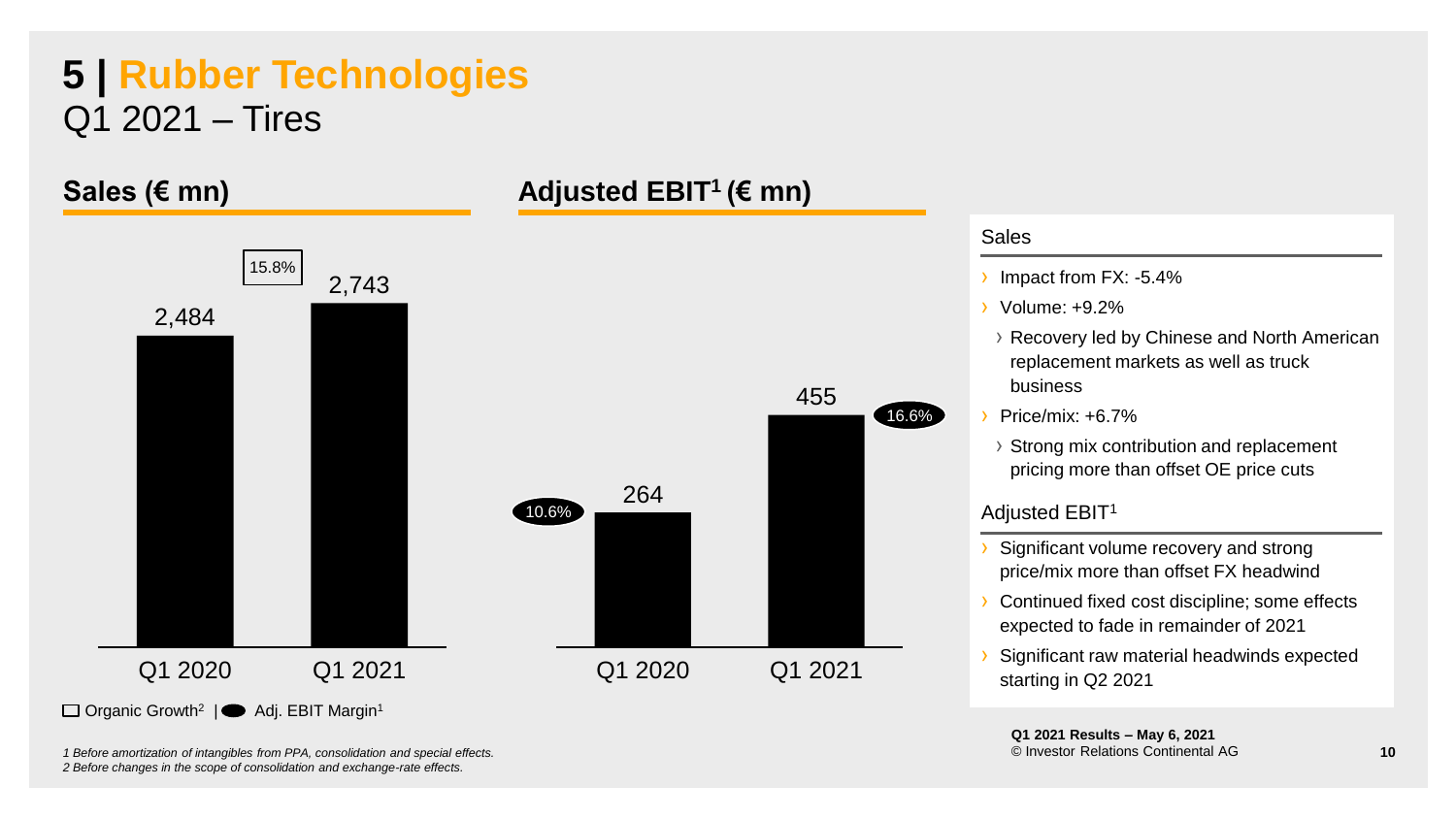# 5 | Rubber Technologies

## Q1 2021 – Tires

### Sales (€ mn)

| | Q1 2020 | Q1 2021 |
|---|---|---|
| Sales | 2,484 | 2,743 |
| Organic Growth[2] | | 15.8% |

### Adjusted EBIT[1] (€ mn)

| | Q1 2020 | Q1 2021 |
|---|---|---|
| Adjusted EBIT | 264 | 455 |
| Adj. EBIT Margin[1] | 10.6% | 16.6% |

Organic Growth[2] | Adj. EBIT Margin[1]

**Sales**

- Impact from FX: -5.4%
- Volume: +9.2%
  - Recovery led by Chinese and North American replacement markets as well as truck business
- Price/mix: +6.7%
  - Strong mix contribution and replacement pricing more than offset OE price cuts

**Adjusted EBIT[1]**

- Significant volume recovery and strong price/mix more than offset FX headwind
- Continued fixed cost discipline; some effects expected to fade in remainder of 2021
- Significant raw material headwinds expected starting in Q2 2021

*1 Before amortization of intangibles from PPA, consolidation and special effects.*
*2 Before changes in the scope of consolidation and exchange-rate effects.*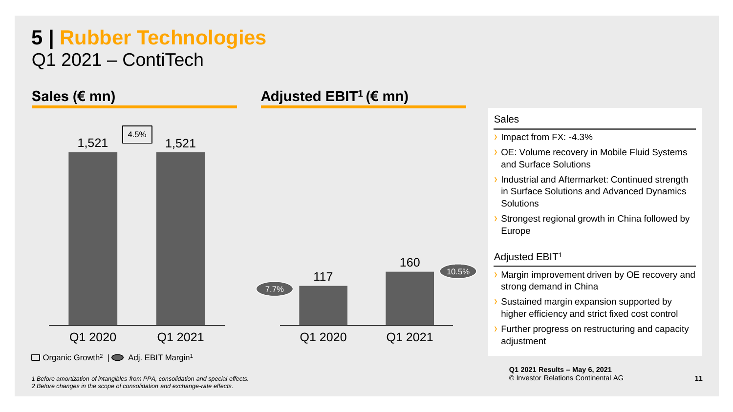# 5 | Rubber Technologies

## Q1 2021 – ContiTech

### Sales (€ mn)

| | Q1 2020 | Q1 2021 |
|---|---|---|
| Sales | 1,521 | 1,521 |
| Organic Growth[2] | | 4.5% |

### Adjusted EBIT[1] (€ mn)

| | Q1 2020 | Q1 2021 |
|---|---|---|
| Adjusted EBIT | 117 | 160 |
| Adj. EBIT Margin[1] | 7.7% | 10.5% |

☐ Organic Growth[2] | ⬬ Adj. EBIT Margin[1]

**Sales**

- Impact from FX: -4.3%
- OE: Volume recovery in Mobile Fluid Systems and Surface Solutions
- Industrial and Aftermarket: Continued strength in Surface Solutions and Advanced Dynamics Solutions
- Strongest regional growth in China followed by Europe

**Adjusted EBIT[1]**

- Margin improvement driven by OE recovery and strong demand in China
- Sustained margin expansion supported by higher efficiency and strict fixed cost control
- Further progress on restructuring and capacity adjustment

*1 Before amortization of intangibles from PPA, consolidation and special effects.*
*2 Before changes in the scope of consolidation and exchange-rate effects.*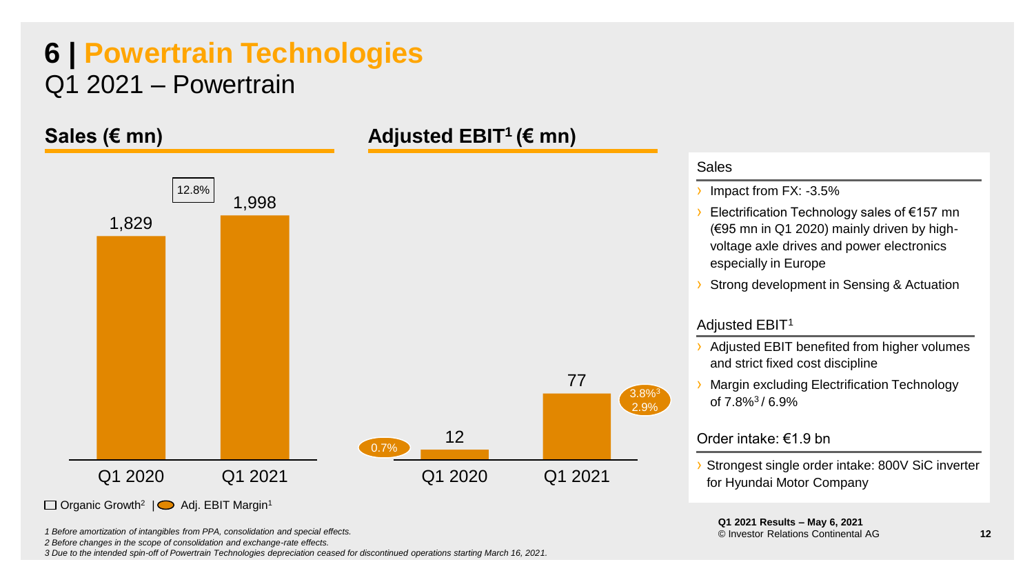# 6 | Powertrain Technologies

## Q1 2021 – Powertrain

### Sales (€ mn)

| | Q1 2020 | Q1 2021 |
|---|---|---|
| Sales | 1,829 | 1,998 |
| Organic Growth[2] | | 12.8% |

### Adjusted EBIT[1] (€ mn)

| | Q1 2020 | Q1 2021 |
|---|---|---|
| Adjusted EBIT | 12 | 77 |
| Adj. EBIT Margin[1] | 0.7% | 3.8%[3] / 2.9% |

Organic Growth[2] | Adj. EBIT Margin[1]

#### Sales

- Impact from FX: -3.5%
- Electrification Technology sales of €157 mn (€95 mn in Q1 2020) mainly driven by high-voltage axle drives and power electronics especially in Europe
- Strong development in Sensing & Actuation

#### Adjusted EBIT[1]

- Adjusted EBIT benefited from higher volumes and strict fixed cost discipline
- Margin excluding Electrification Technology of 7.8%[3] / 6.9%

#### Order intake: €1.9 bn

- Strongest single order intake: 800V SiC inverter for Hyundai Motor Company

*1 Before amortization of intangibles from PPA, consolidation and special effects.*
*2 Before changes in the scope of consolidation and exchange-rate effects.*
*3 Due to the intended spin-off of Powertrain Technologies depreciation ceased for discontinued operations starting March 16, 2021.*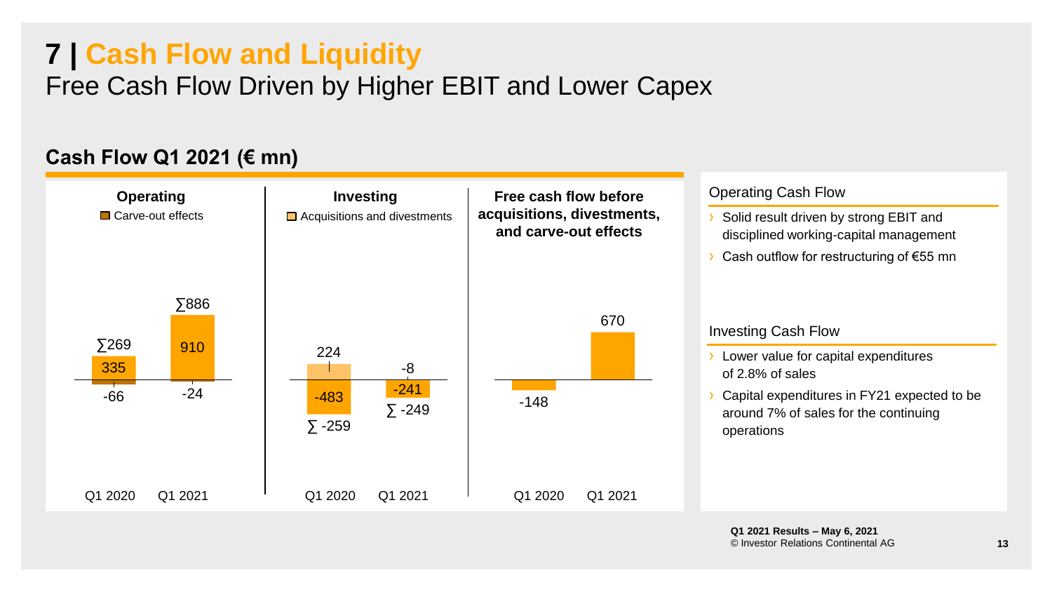# 7 | Cash Flow and Liquidity

## Free Cash Flow Driven by Higher EBIT and Lower Capex

### Cash Flow Q1 2021 (€ mn)

**Operating** (Carve-out effects)

| | Q1 2020 | Q1 2021 |
|---|---|---|
| Operating | 335 | 910 |
| Carve-out effects | -66 | -24 |
| ∑ | 269 | 886 |

**Investing** (Acquisitions and divestments)

| | Q1 2020 | Q1 2021 |
|---|---|---|
| Investing | -483 | -241 |
| Acquisitions and divestments | 224 | -8 |
| ∑ | -259 | -249 |

**Free cash flow before acquisitions, divestments, and carve-out effects**

| Q1 2020 | Q1 2021 |
|---|---|
| -148 | 670 |

### Operating Cash Flow

- Solid result driven by strong EBIT and disciplined working-capital management
- Cash outflow for restructuring of €55 mn

### Investing Cash Flow

- Lower value for capital expenditures of 2.8% of sales
- Capital expenditures in FY21 expected to be around 7% of sales for the continuing operations

**Q1 2021 Results – May 6, 2021**
© Investor Relations Continental AG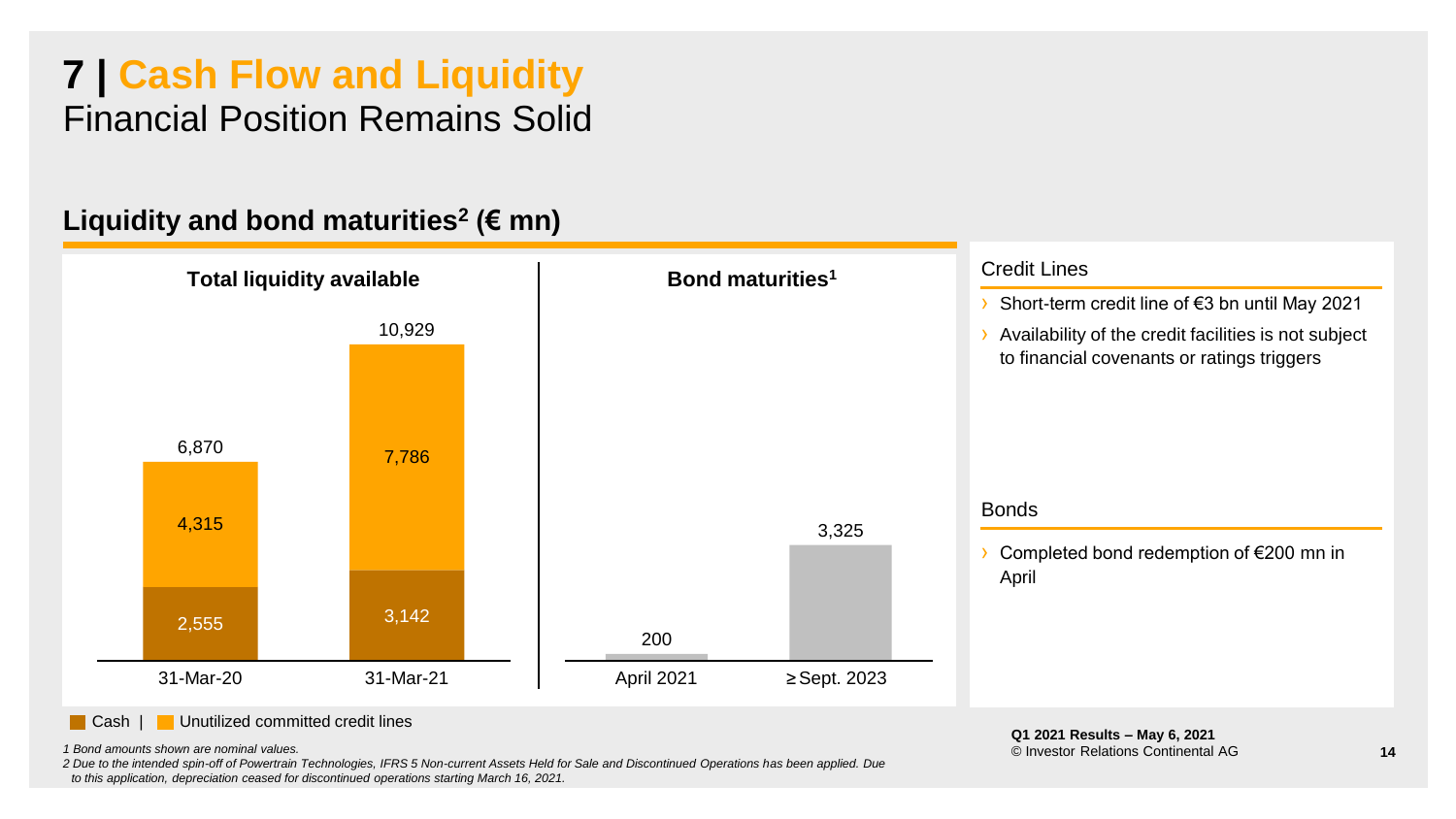# 7 | Cash Flow and Liquidity

## Financial Position Remains Solid

### Liquidity and bond maturities[2] (€ mn)

**Total liquidity available**

| | 31-Mar-20 | 31-Mar-21 |
|---|---|---|
| Cash | 2,555 | 3,142 |
| Unutilized committed credit lines | 4,315 | 7,786 |
| Total | 6,870 | 10,929 |

**Bond maturities[1]**

| April 2021 | ≥ Sept. 2023 |
|---|---|
| 200 | 3,325 |

Cash | Unutilized committed credit lines

**Credit Lines**

- Short-term credit line of €3 bn until May 2021
- Availability of the credit facilities is not subject to financial covenants or ratings triggers

**Bonds**

- Completed bond redemption of €200 mn in April

*1 Bond amounts shown are nominal values.*

*2 Due to the intended spin-off of Powertrain Technologies, IFRS 5 Non-current Assets Held for Sale and Discontinued Operations has been applied. Due to this application, depreciation ceased for discontinued operations starting March 16, 2021.*

**Q1 2021 Results – May 6, 2021**
© Investor Relations Continental AG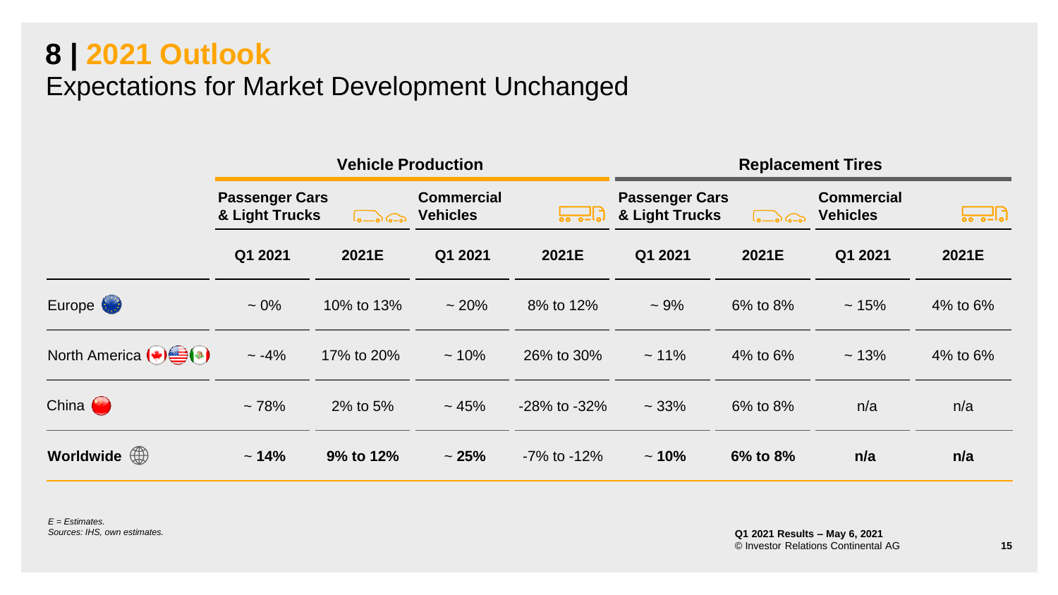# 8 | 2021 Outlook

## Expectations for Market Development Unchanged

| | Vehicle Production | | | | Replacement Tires | | | |
|---|---|---|---|---|---|---|---|---|
| | Passenger Cars & Light Trucks | | Commercial Vehicles | | Passenger Cars & Light Trucks | | Commercial Vehicles | |
| | Q1 2021 | 2021E | Q1 2021 | 2021E | Q1 2021 | 2021E | Q1 2021 | 2021E |
| Europe | ~ 0% | 10% to 13% | ~ 20% | 8% to 12% | ~ 9% | 6% to 8% | ~ 15% | 4% to 6% |
| North America | ~ -4% | 17% to 20% | ~ 10% | 26% to 30% | ~ 11% | 4% to 6% | ~ 13% | 4% to 6% |
| China | ~ 78% | 2% to 5% | ~ 45% | -28% to -32% | ~ 33% | 6% to 8% | n/a | n/a |
| **Worldwide** | ~ **14%** | **9% to 12%** | ~ **25%** | -7% to -12% | ~ **10%** | **6% to 8%** | **n/a** | **n/a** |

*E = Estimates.*
*Sources: IHS, own estimates.*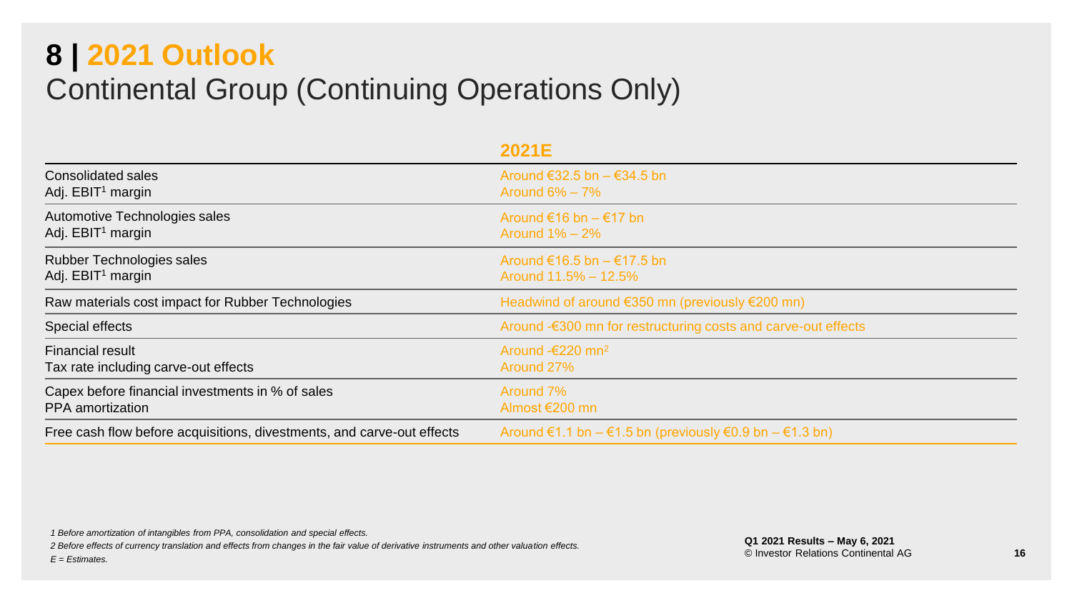# 8 | 2021 Outlook

## Continental Group (Continuing Operations Only)

| | 2021E |
|---|---|
| Consolidated sales | Around €32.5 bn – €34.5 bn |
| Adj. EBIT[1] margin | Around 6% – 7% |
| Automotive Technologies sales | Around €16 bn – €17 bn |
| Adj. EBIT[1] margin | Around 1% – 2% |
| Rubber Technologies sales | Around €16.5 bn – €17.5 bn |
| Adj. EBIT[1] margin | Around 11.5% – 12.5% |
| Raw materials cost impact for Rubber Technologies | Headwind of around €350 mn (previously €200 mn) |
| Special effects | Around -€300 mn for restructuring costs and carve-out effects |
| Financial result | Around -€220 mn[2] |
| Tax rate including carve-out effects | Around 27% |
| Capex before financial investments in % of sales | Around 7% |
| PPA amortization | Almost €200 mn |
| Free cash flow before acquisitions, divestments, and carve-out effects | Around €1.1 bn – €1.5 bn (previously €0.9 bn – €1.3 bn) |

*1 Before amortization of intangibles from PPA, consolidation and special effects.*
*2 Before effects of currency translation and effects from changes in the fair value of derivative instruments and other valuation effects.*
*E = Estimates.*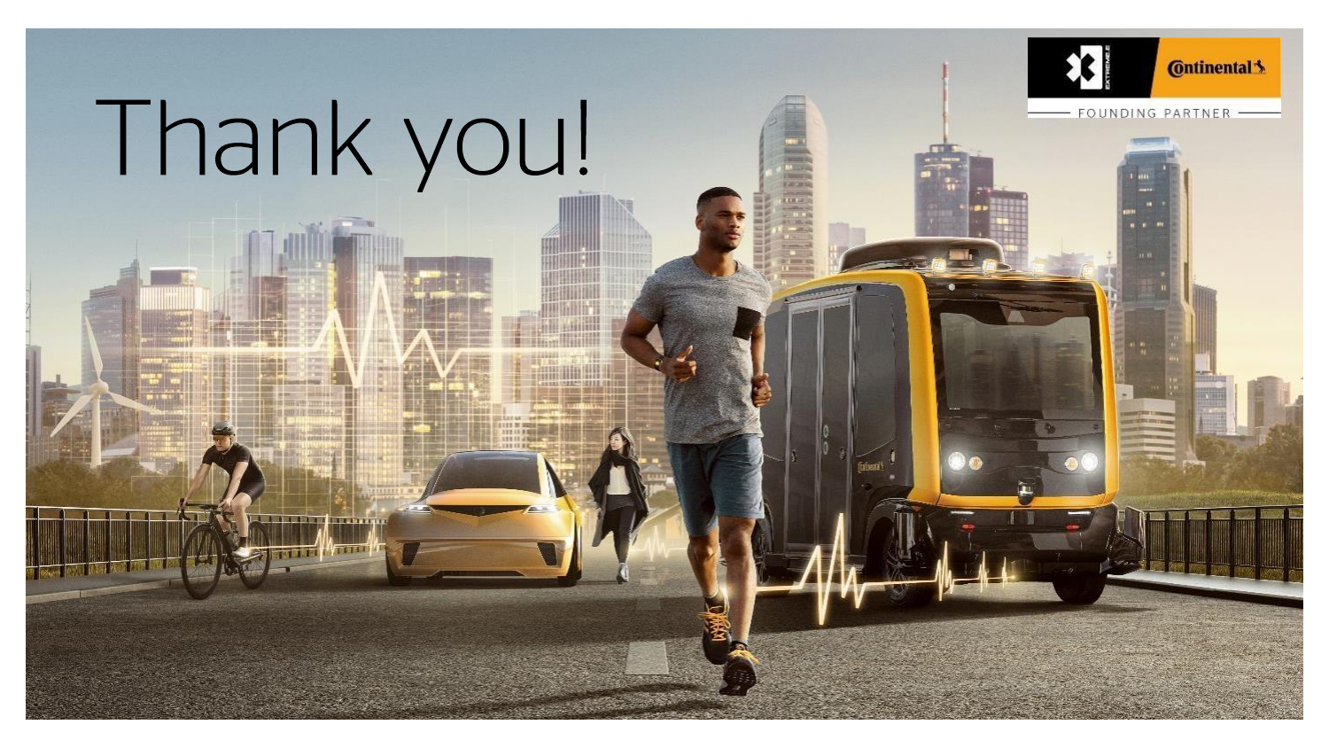# Thank you!

EXTREME E

Continental

FOUNDING PARTNER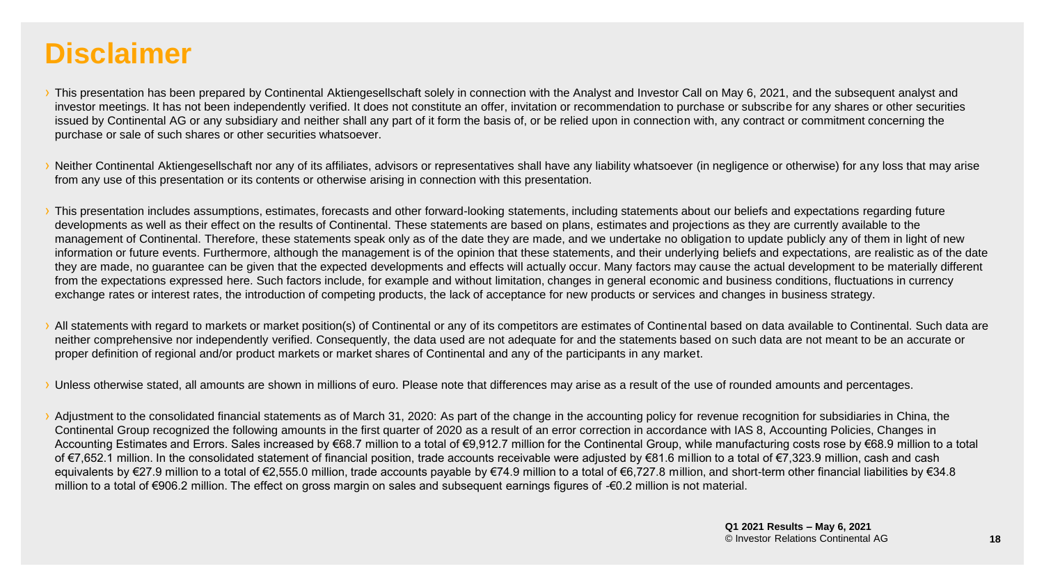# Disclaimer

- This presentation has been prepared by Continental Aktiengesellschaft solely in connection with the Analyst and Investor Call on May 6, 2021, and the subsequent analyst and investor meetings. It has not been independently verified. It does not constitute an offer, invitation or recommendation to purchase or subscribe for any shares or other securities issued by Continental AG or any subsidiary and neither shall any part of it form the basis of, or be relied upon in connection with, any contract or commitment concerning the purchase or sale of such shares or other securities whatsoever.
- Neither Continental Aktiengesellschaft nor any of its affiliates, advisors or representatives shall have any liability whatsoever (in negligence or otherwise) for any loss that may arise from any use of this presentation or its contents or otherwise arising in connection with this presentation.
- This presentation includes assumptions, estimates, forecasts and other forward-looking statements, including statements about our beliefs and expectations regarding future developments as well as their effect on the results of Continental. These statements are based on plans, estimates and projections as they are currently available to the management of Continental. Therefore, these statements speak only as of the date they are made, and we undertake no obligation to update publicly any of them in light of new information or future events. Furthermore, although the management is of the opinion that these statements, and their underlying beliefs and expectations, are realistic as of the date they are made, no guarantee can be given that the expected developments and effects will actually occur. Many factors may cause the actual development to be materially different from the expectations expressed here. Such factors include, for example and without limitation, changes in general economic and business conditions, fluctuations in currency exchange rates or interest rates, the introduction of competing products, the lack of acceptance for new products or services and changes in business strategy.
- All statements with regard to markets or market position(s) of Continental or any of its competitors are estimates of Continental based on data available to Continental. Such data are neither comprehensive nor independently verified. Consequently, the data used are not adequate for and the statements based on such data are not meant to be an accurate or proper definition of regional and/or product markets or market shares of Continental and any of the participants in any market.
- Unless otherwise stated, all amounts are shown in millions of euro. Please note that differences may arise as a result of the use of rounded amounts and percentages.
- Adjustment to the consolidated financial statements as of March 31, 2020: As part of the change in the accounting policy for revenue recognition for subsidiaries in China, the Continental Group recognized the following amounts in the first quarter of 2020 as a result of an error correction in accordance with IAS 8, Accounting Policies, Changes in Accounting Estimates and Errors. Sales increased by €68.7 million to a total of €9,912.7 million for the Continental Group, while manufacturing costs rose by €68.9 million to a total of €7,652.1 million. In the consolidated statement of financial position, trade accounts receivable were adjusted by €81.6 million to a total of €7,323.9 million, cash and cash equivalents by €27.9 million to a total of €2,555.0 million, trade accounts payable by €74.9 million to a total of €6,727.8 million, and short-term other financial liabilities by €34.8 million to a total of €906.2 million. The effect on gross margin on sales and subsequent earnings figures of -€0.2 million is not material.

**Q1 2021 Results – May 6, 2021**
© Investor Relations Continental AG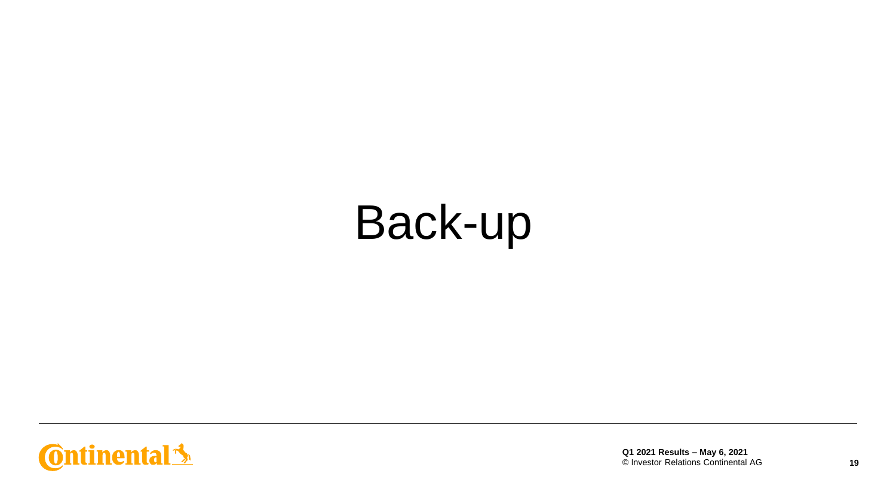# Back-up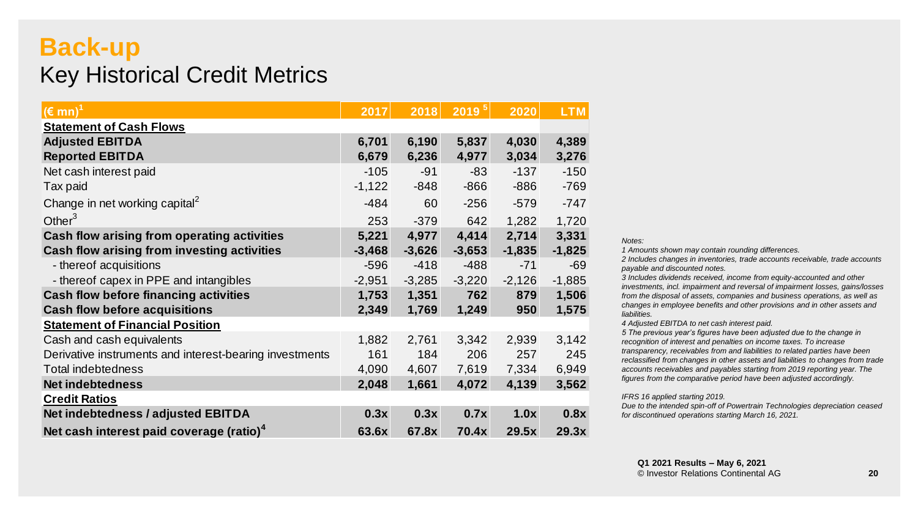# Back-up

## Key Historical Credit Metrics

| (€ mn)[1] | 2017 | 2018 | 2019 [5] | 2020 | LTM |
|---|---|---|---|---|---|
| **Statement of Cash Flows** | | | | | |
| **Adjusted EBITDA** | **6,701** | **6,190** | **5,837** | **4,030** | **4,389** |
| **Reported EBITDA** | **6,679** | **6,236** | **4,977** | **3,034** | **3,276** |
| Net cash interest paid | -105 | -91 | -83 | -137 | -150 |
| Tax paid | -1,122 | -848 | -866 | -886 | -769 |
| Change in net working capital[2] | -484 | 60 | -256 | -579 | -747 |
| Other[3] | 253 | -379 | 642 | 1,282 | 1,720 |
| **Cash flow arising from operating activities** | **5,221** | **4,977** | **4,414** | **2,714** | **3,331** |
| **Cash flow arising from investing activities** | **-3,468** | **-3,626** | **-3,653** | **-1,835** | **-1,825** |
| - thereof acquisitions | -596 | -418 | -488 | -71 | -69 |
| - thereof capex in PPE and intangibles | -2,951 | -3,285 | -3,220 | -2,126 | -1,885 |
| **Cash flow before financing activities** | **1,753** | **1,351** | **762** | **879** | **1,506** |
| **Cash flow before acquisitions** | **2,349** | **1,769** | **1,249** | **950** | **1,575** |
| **Statement of Financial Position** | | | | | |
| Cash and cash equivalents | 1,882 | 2,761 | 3,342 | 2,939 | 3,142 |
| Derivative instruments and interest-bearing investments | 161 | 184 | 206 | 257 | 245 |
| Total indebtedness | 4,090 | 4,607 | 7,619 | 7,334 | 6,949 |
| **Net indebtedness** | **2,048** | **1,661** | **4,072** | **4,139** | **3,562** |
| **Credit Ratios** | | | | | |
| **Net indebtedness / adjusted EBITDA** | **0.3x** | **0.3x** | **0.7x** | **1.0x** | **0.8x** |
| **Net cash interest paid coverage (ratio)[4]** | **63.6x** | **67.8x** | **70.4x** | **29.5x** | **29.3x** |

*Notes:*

*1 Amounts shown may contain rounding differences.*

*2 Includes changes in inventories, trade accounts receivable, trade accounts payable and discounted notes.*

*3 Includes dividends received, income from equity-accounted and other investments, incl. impairment and reversal of impairment losses, gains/losses from the disposal of assets, companies and business operations, as well as changes in employee benefits and other provisions and in other assets and liabilities.*

*4 Adjusted EBITDA to net cash interest paid.*

*5 The previous year's figures have been adjusted due to the change in recognition of interest and penalties on income taxes. To increase transparency, receivables from and liabilities to related parties have been reclassified from changes in other assets and liabilities to changes from trade accounts receivables and payables starting from 2019 reporting year. The figures from the comparative period have been adjusted accordingly.*

*IFRS 16 applied starting 2019.*

*Due to the intended spin-off of Powertrain Technologies depreciation ceased for discontinued operations starting March 16, 2021.*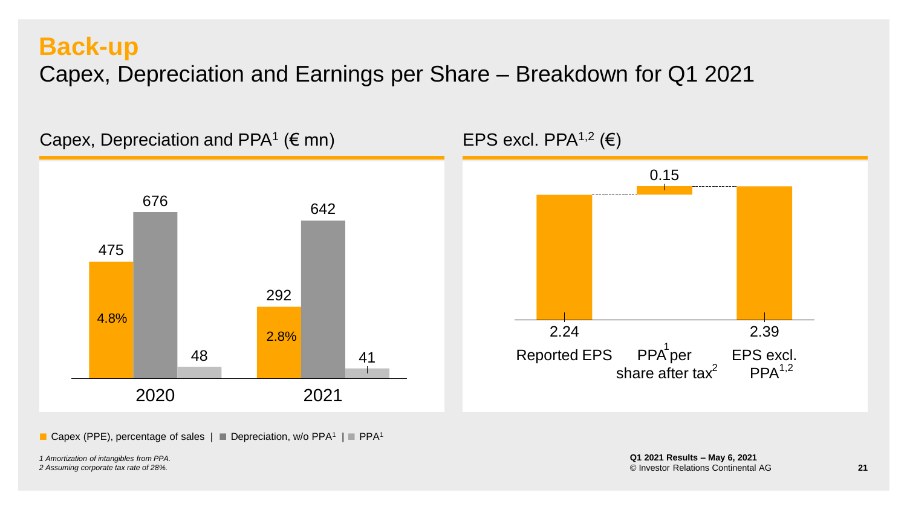# Back-up

## Capex, Depreciation and Earnings per Share – Breakdown for Q1 2021

### Capex, Depreciation and PPA[1] (€ mn)

| | 2020 | 2021 |
|---|---|---|
| Capex (PPE) | 475 | 292 |
| Capex, percentage of sales | 4.8% | 2.8% |
| Depreciation, w/o PPA[1] | 676 | 642 |
| PPA[1] | 48 | 41 |

■ Capex (PPE), percentage of sales | ■ Depreciation, w/o PPA[1] | ■ PPA[1]

### EPS excl. PPA[1,2] (€)

| Reported EPS | PPA[1] per share after tax[2] | EPS excl. PPA[1,2] |
|---|---|---|
| 2.24 | 0.15 | 2.39 |

*1 Amortization of intangibles from PPA.*
*2 Assuming corporate tax rate of 28%.*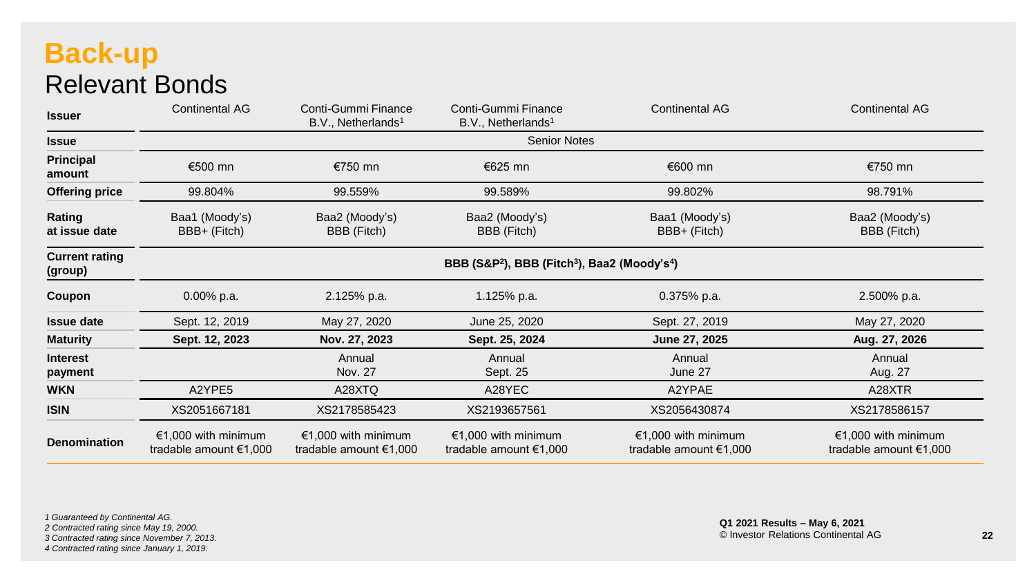# Back-up

## Relevant Bonds

| Issuer | Continental AG | Conti-Gummi Finance B.V., Netherlands[1] | Conti-Gummi Finance B.V., Netherlands[1] | Continental AG | Continental AG |
|---|---|---|---|---|---|
| Issue | Senior Notes | | | | |
| Principal amount | €500 mn | €750 mn | €625 mn | €600 mn | €750 mn |
| Offering price | 99.804% | 99.559% | 99.589% | 99.802% | 98.791% |
| Rating at issue date | Baa1 (Moody's) BBB+ (Fitch) | Baa2 (Moody's) BBB (Fitch) | Baa2 (Moody's) BBB (Fitch) | Baa1 (Moody's) BBB+ (Fitch) | Baa2 (Moody's) BBB (Fitch) |
| Current rating (group) | **BBB (S&P[2]), BBB (Fitch[3]), Baa2 (Moody's[4])** | | | | |
| Coupon | 0.00% p.a. | 2.125% p.a. | 1.125% p.a. | 0.375% p.a. | 2.500% p.a. |
| Issue date | Sept. 12, 2019 | May 27, 2020 | June 25, 2020 | Sept. 27, 2019 | May 27, 2020 |
| Maturity | **Sept. 12, 2023** | **Nov. 27, 2023** | **Sept. 25, 2024** | **June 27, 2025** | **Aug. 27, 2026** |
| Interest payment | | Annual Nov. 27 | Annual Sept. 25 | Annual June 27 | Annual Aug. 27 |
| WKN | A2YPE5 | A28XTQ | A28YEC | A2YPAE | A28XTR |
| ISIN | XS2051667181 | XS2178585423 | XS2193657561 | XS2056430874 | XS2178586157 |
| Denomination | €1,000 with minimum tradable amount €1,000 | €1,000 with minimum tradable amount €1,000 | €1,000 with minimum tradable amount €1,000 | €1,000 with minimum tradable amount €1,000 | €1,000 with minimum tradable amount €1,000 |

*1 Guaranteed by Continental AG.*
*2 Contracted rating since May 19, 2000.*
*3 Contracted rating since November 7, 2013.*
*4 Contracted rating since January 1, 2019.*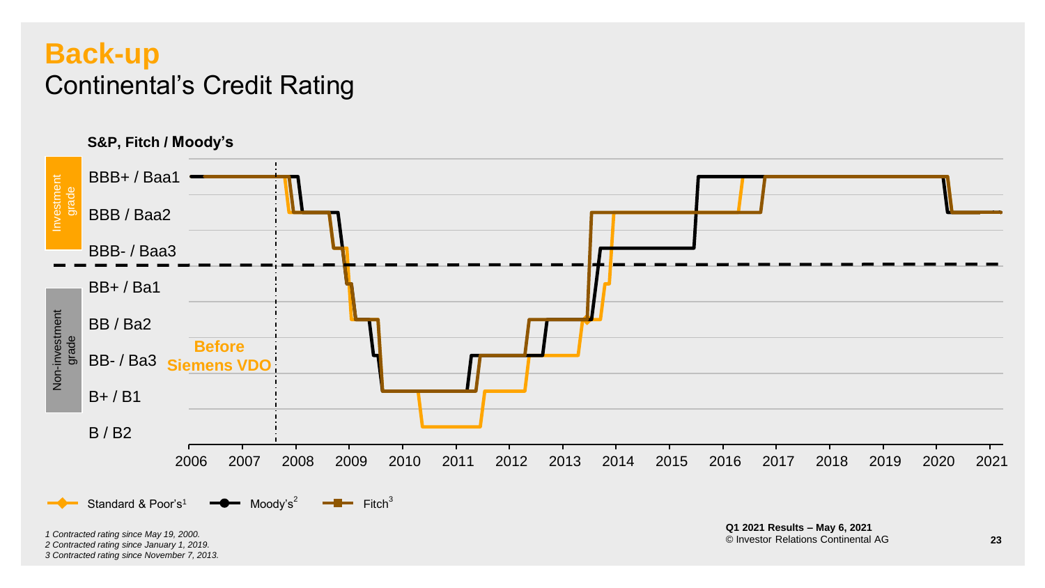# Back-up

## Continental's Credit Rating

**S&P, Fitch / Moody's**

| | |
|---|---|
| Investment grade | BBB+ / Baa1 |
| | BBB / Baa2 |
| | BBB- / Baa3 |
| Non-investment grade | BB+ / Ba1 |
| | BB / Ba2 |
| | BB- / Ba3 |
| | B+ / B1 |
| | B / B2 |

Before Siemens VDO

2006 2007 2008 2009 2010 2011 2012 2013 2014 2015 2016 2017 2018 2019 2020 2021

Standard & Poor's[1] Moody's[2] Fitch[3]

*1 Contracted rating since May 19, 2000.*
*2 Contracted rating since January 1, 2019.*
*3 Contracted rating since November 7, 2013.*

**Q1 2021 Results – May 6, 2021**
© Investor Relations Continental AG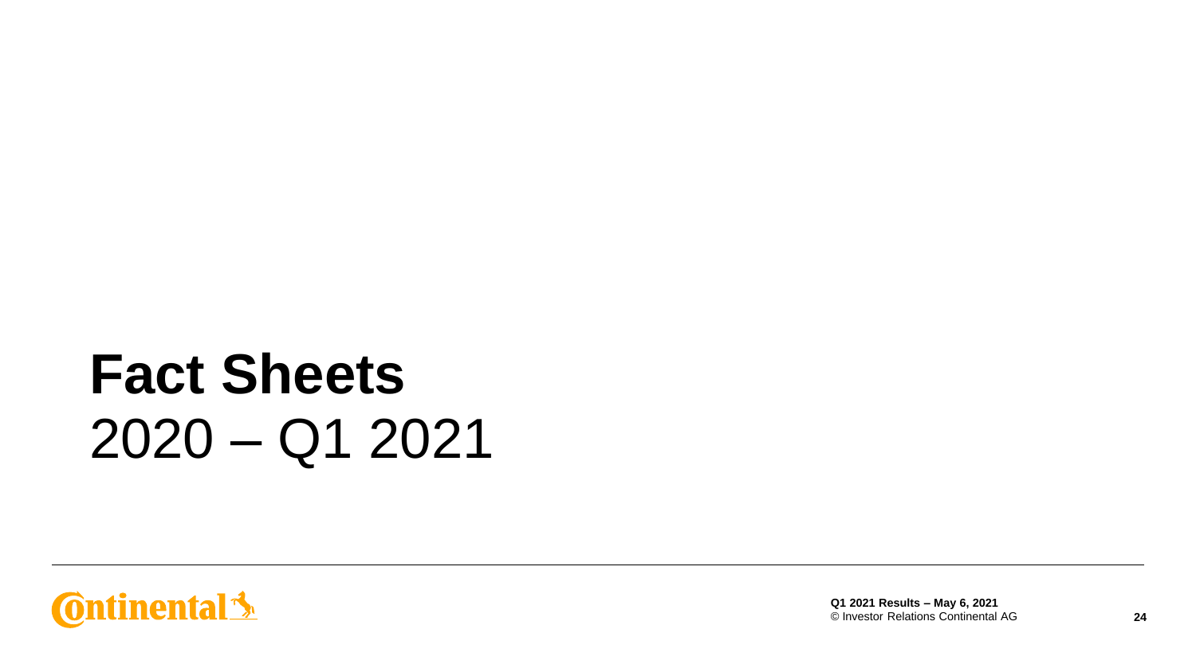# Fact Sheets
2020 – Q1 2021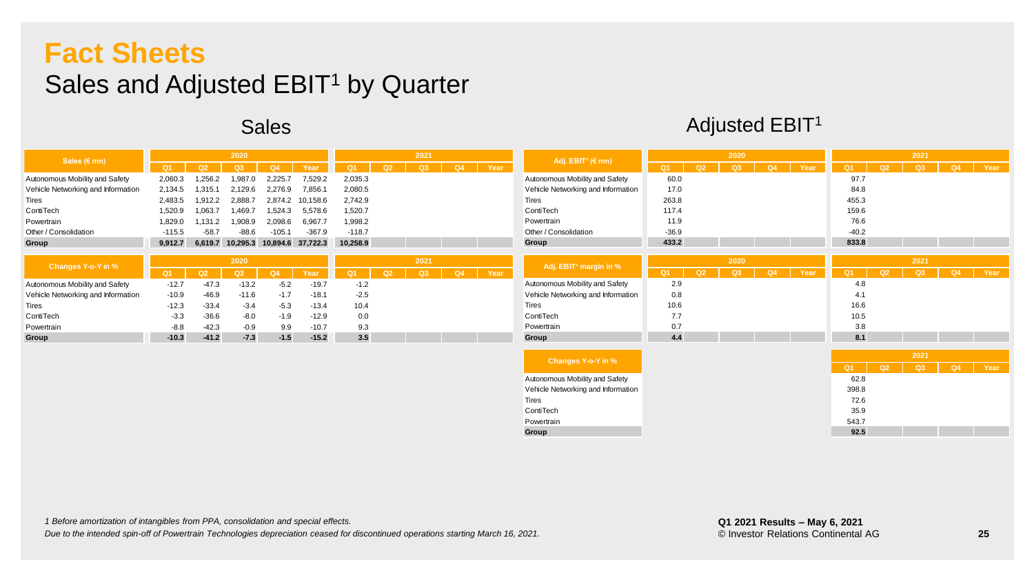# Fact Sheets

## Sales and Adjusted EBIT[1] by Quarter

### Sales

| Sales (€ mn) | 2020 | | | | | 2021 | | | | |
|---|---|---|---|---|---|---|---|---|---|---|
| | Q1 | Q2 | Q3 | Q4 | Year | Q1 | Q2 | Q3 | Q4 | Year |
| Autonomous Mobility and Safety | 2,060.3 | 1,256.2 | 1,987.0 | 2,225.7 | 7,529.2 | 2,035.3 | | | | |
| Vehicle Networking and Information | 2,134.5 | 1,315.1 | 2,129.6 | 2,276.9 | 7,856.1 | 2,080.5 | | | | |
| Tires | 2,483.5 | 1,912.2 | 2,888.7 | 2,874.2 | 10,158.6 | 2,742.9 | | | | |
| ContiTech | 1,520.9 | 1,063.7 | 1,469.7 | 1,524.3 | 5,578.6 | 1,520.7 | | | | |
| Powertrain | 1,829.0 | 1,131.2 | 1,908.9 | 2,098.6 | 6,967.7 | 1,998.2 | | | | |
| Other / Consolidation | -115.5 | -58.7 | -88.6 | -105.1 | -367.9 | -118.7 | | | | |
| **Group** | **9,912.7** | **6,619.7** | **10,295.3** | **10,894.6** | **37,722.3** | **10,258.9** | | | | |

| Changes Y-o-Y in % | 2020 | | | | | 2021 | | | | |
|---|---|---|---|---|---|---|---|---|---|---|
| | Q1 | Q2 | Q3 | Q4 | Year | Q1 | Q2 | Q3 | Q4 | Year |
| Autonomous Mobility and Safety | -12.7 | -47.3 | -13.2 | -5.2 | -19.7 | -1.2 | | | | |
| Vehicle Networking and Information | -10.9 | -46.9 | -11.6 | -1.7 | -18.1 | -2.5 | | | | |
| Tires | -12.3 | -33.4 | -3.4 | -5.3 | -13.4 | 10.4 | | | | |
| ContiTech | -3.3 | -36.6 | -8.0 | -1.9 | -12.9 | 0.0 | | | | |
| Powertrain | -8.8 | -42.3 | -0.9 | 9.9 | -10.7 | 9.3 | | | | |
| **Group** | **-10.3** | **-41.2** | **-7.3** | **-1.5** | **-15.2** | **3.5** | | | | |

### Adjusted EBIT[1]

| Adj. EBIT[1] (€ mn) | 2020 | | | | | 2021 | | | | |
|---|---|---|---|---|---|---|---|---|---|---|
| | Q1 | Q2 | Q3 | Q4 | Year | Q1 | Q2 | Q3 | Q4 | Year |
| Autonomous Mobility and Safety | 60.0 | | | | | 97.7 | | | | |
| Vehicle Networking and Information | 17.0 | | | | | 84.8 | | | | |
| Tires | 263.8 | | | | | 455.3 | | | | |
| ContiTech | 117.4 | | | | | 159.6 | | | | |
| Powertrain | 11.9 | | | | | 76.6 | | | | |
| Other / Consolidation | -36.9 | | | | | -40.2 | | | | |
| **Group** | **433.2** | | | | | **833.8** | | | | |

| Adj. EBIT[1] margin in % | 2020 | | | | | 2021 | | | | |
|---|---|---|---|---|---|---|---|---|---|---|
| | Q1 | Q2 | Q3 | Q4 | Year | Q1 | Q2 | Q3 | Q4 | Year |
| Autonomous Mobility and Safety | 2.9 | | | | | 4.8 | | | | |
| Vehicle Networking and Information | 0.8 | | | | | 4.1 | | | | |
| Tires | 10.6 | | | | | 16.6 | | | | |
| ContiTech | 7.7 | | | | | 10.5 | | | | |
| Powertrain | 0.7 | | | | | 3.8 | | | | |
| **Group** | **4.4** | | | | | **8.1** | | | | |

| Changes Y-o-Y in % | 2021 | | | | |
|---|---|---|---|---|---|
| | Q1 | Q2 | Q3 | Q4 | Year |
| Autonomous Mobility and Safety | 62.8 | | | | |
| Vehicle Networking and Information | 398.8 | | | | |
| Tires | 72.6 | | | | |
| ContiTech | 35.9 | | | | |
| Powertrain | 543.7 | | | | |
| **Group** | **92.5** | | | | |

*1 Before amortization of intangibles from PPA, consolidation and special effects.*
*Due to the intended spin-off of Powertrain Technologies depreciation ceased for discontinued operations starting March 16, 2021.*

**Q1 2021 Results – May 6, 2021**
© Investor Relations Continental AG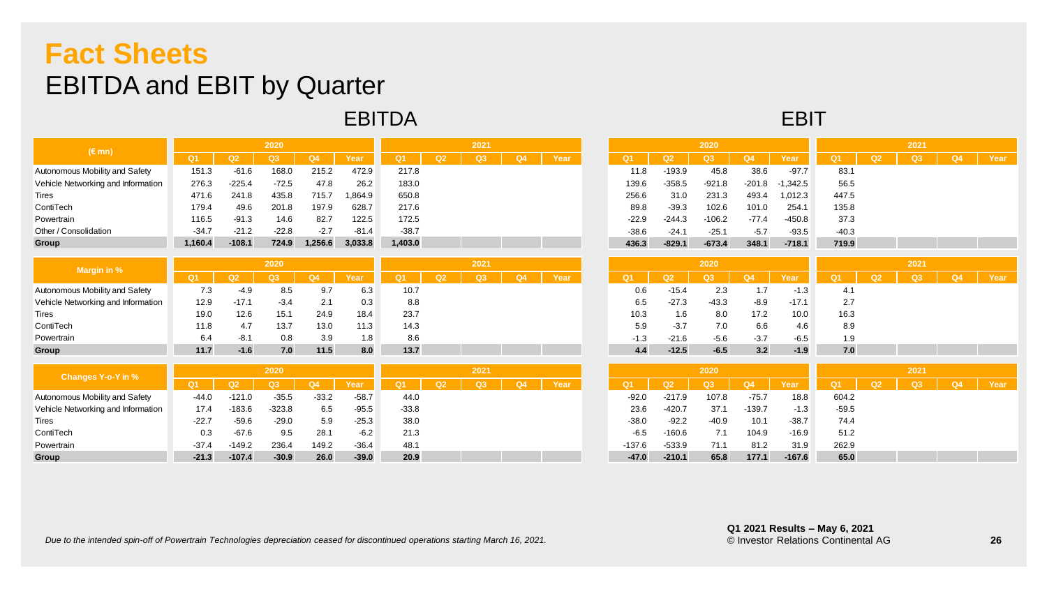# Fact Sheets

## EBITDA and EBIT by Quarter

### EBITDA

| (€ mn) | 2020 | | | | | 2021 | | | | |
|---|---|---|---|---|---|---|---|---|---|---|
| | Q1 | Q2 | Q3 | Q4 | Year | Q1 | Q2 | Q3 | Q4 | Year |
| Autonomous Mobility and Safety | 151.3 | -61.6 | 168.0 | 215.2 | 472.9 | 217.8 | | | | |
| Vehicle Networking and Information | 276.3 | -225.4 | -72.5 | 47.8 | 26.2 | 183.0 | | | | |
| Tires | 471.6 | 241.8 | 435.8 | 715.7 | 1,864.9 | 650.8 | | | | |
| ContiTech | 179.4 | 49.6 | 201.8 | 197.9 | 628.7 | 217.6 | | | | |
| Powertrain | 116.5 | -91.3 | 14.6 | 82.7 | 122.5 | 172.5 | | | | |
| Other / Consolidation | -34.7 | -21.2 | -22.8 | -2.7 | -81.4 | -38.7 | | | | |
| **Group** | **1,160.4** | **-108.1** | **724.9** | **1,256.6** | **3,033.8** | **1,403.0** | | | | |

| Margin in % | 2020 | | | | | 2021 | | | | |
|---|---|---|---|---|---|---|---|---|---|---|
| | Q1 | Q2 | Q3 | Q4 | Year | Q1 | Q2 | Q3 | Q4 | Year |
| Autonomous Mobility and Safety | 7.3 | -4.9 | 8.5 | 9.7 | 6.3 | 10.7 | | | | |
| Vehicle Networking and Information | 12.9 | -17.1 | -3.4 | 2.1 | 0.3 | 8.8 | | | | |
| Tires | 19.0 | 12.6 | 15.1 | 24.9 | 18.4 | 23.7 | | | | |
| ContiTech | 11.8 | 4.7 | 13.7 | 13.0 | 11.3 | 14.3 | | | | |
| Powertrain | 6.4 | -8.1 | 0.8 | 3.9 | 1.8 | 8.6 | | | | |
| **Group** | **11.7** | **-1.6** | **7.0** | **11.5** | **8.0** | **13.7** | | | | |

| Changes Y-o-Y in % | 2020 | | | | | 2021 | | | | |
|---|---|---|---|---|---|---|---|---|---|---|
| | Q1 | Q2 | Q3 | Q4 | Year | Q1 | Q2 | Q3 | Q4 | Year |
| Autonomous Mobility and Safety | -44.0 | -121.0 | -35.5 | -33.2 | -58.7 | 44.0 | | | | |
| Vehicle Networking and Information | 17.4 | -183.6 | -323.8 | 6.5 | -95.5 | -33.8 | | | | |
| Tires | -22.7 | -59.6 | -29.0 | 5.9 | -25.3 | 38.0 | | | | |
| ContiTech | 0.3 | -67.6 | 9.5 | 28.1 | -6.2 | 21.3 | | | | |
| Powertrain | -37.4 | -149.2 | 236.4 | 149.2 | -36.4 | 48.1 | | | | |
| **Group** | **-21.3** | **-107.4** | **-30.9** | **26.0** | **-39.0** | **20.9** | | | | |

### EBIT

| (€ mn) | 2020 | | | | | 2021 | | | | |
|---|---|---|---|---|---|---|---|---|---|---|
| | Q1 | Q2 | Q3 | Q4 | Year | Q1 | Q2 | Q3 | Q4 | Year |
| Autonomous Mobility and Safety | 11.8 | -193.9 | 45.8 | 38.6 | -97.7 | 83.1 | | | | |
| Vehicle Networking and Information | 139.6 | -358.5 | -921.8 | -201.8 | -1,342.5 | 56.5 | | | | |
| Tires | 256.6 | 31.0 | 231.3 | 493.4 | 1,012.3 | 447.5 | | | | |
| ContiTech | 89.8 | -39.3 | 102.6 | 101.0 | 254.1 | 135.8 | | | | |
| Powertrain | -22.9 | -244.3 | -106.2 | -77.4 | -450.8 | 37.3 | | | | |
| Other / Consolidation | -38.6 | -24.1 | -25.1 | -5.7 | -93.5 | -40.3 | | | | |
| **Group** | **436.3** | **-829.1** | **-673.4** | **348.1** | **-718.1** | **719.9** | | | | |

| Margin in % | 2020 | | | | | 2021 | | | | |
|---|---|---|---|---|---|---|---|---|---|---|
| | Q1 | Q2 | Q3 | Q4 | Year | Q1 | Q2 | Q3 | Q4 | Year |
| Autonomous Mobility and Safety | 0.6 | -15.4 | 2.3 | 1.7 | -1.3 | 4.1 | | | | |
| Vehicle Networking and Information | 6.5 | -27.3 | -43.3 | -8.9 | -17.1 | 2.7 | | | | |
| Tires | 10.3 | 1.6 | 8.0 | 17.2 | 10.0 | 16.3 | | | | |
| ContiTech | 5.9 | -3.7 | 7.0 | 6.6 | 4.6 | 8.9 | | | | |
| Powertrain | -1.3 | -21.6 | -5.6 | -3.7 | -6.5 | 1.9 | | | | |
| **Group** | **4.4** | **-12.5** | **-6.5** | **3.2** | **-1.9** | **7.0** | | | | |

| Changes Y-o-Y in % | 2020 | | | | | 2021 | | | | |
|---|---|---|---|---|---|---|---|---|---|---|
| | Q1 | Q2 | Q3 | Q4 | Year | Q1 | Q2 | Q3 | Q4 | Year |
| Autonomous Mobility and Safety | -92.0 | -217.9 | 107.8 | -75.7 | 18.8 | 604.2 | | | | |
| Vehicle Networking and Information | 23.6 | -420.7 | 37.1 | -139.7 | -1.3 | -59.5 | | | | |
| Tires | -38.0 | -92.2 | -40.9 | 10.1 | -38.7 | 74.4 | | | | |
| ContiTech | -6.5 | -160.6 | 7.1 | 104.9 | -16.9 | 51.2 | | | | |
| Powertrain | -137.6 | -533.9 | 71.1 | 81.2 | 31.9 | 262.9 | | | | |
| **Group** | **-47.0** | **-210.1** | **65.8** | **177.1** | **-167.6** | **65.0** | | | | |

*Due to the intended spin-off of Powertrain Technologies depreciation ceased for discontinued operations starting March 16, 2021.*

**Q1 2021 Results – May 6, 2021**
© Investor Relations Continental AG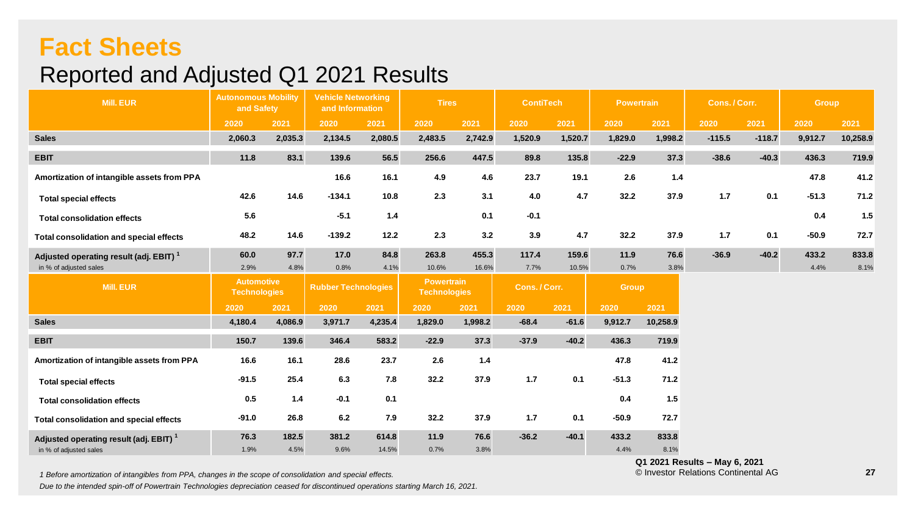# Fact Sheets

## Reported and Adjusted Q1 2021 Results

| Mill. EUR | Autonomous Mobility and Safety | | Vehicle Networking and Information | | Tires | | ContiTech | | Powertrain | | Cons. / Corr. | | Group | |
|---|---|---|---|---|---|---|---|---|---|---|---|---|---|---|
| | 2020 | 2021 | 2020 | 2021 | 2020 | 2021 | 2020 | 2021 | 2020 | 2021 | 2020 | 2021 | 2020 | 2021 |
| **Sales** | 2,060.3 | 2,035.3 | 2,134.5 | 2,080.5 | 2,483.5 | 2,742.9 | 1,520.9 | 1,520.7 | 1,829.0 | 1,998.2 | -115.5 | -118.7 | 9,912.7 | 10,258.9 |
| **EBIT** | 11.8 | 83.1 | 139.6 | 56.5 | 256.6 | 447.5 | 89.8 | 135.8 | -22.9 | 37.3 | -38.6 | -40.3 | 436.3 | 719.9 |
| **Amortization of intangible assets from PPA** | | | 16.6 | 16.1 | 4.9 | 4.6 | 23.7 | 19.1 | 2.6 | 1.4 | | | 47.8 | 41.2 |
| **Total special effects** | 42.6 | 14.6 | -134.1 | 10.8 | 2.3 | 3.1 | 4.0 | 4.7 | 32.2 | 37.9 | 1.7 | 0.1 | -51.3 | 71.2 |
| **Total consolidation effects** | 5.6 | | -5.1 | 1.4 | | 0.1 | -0.1 | | | | | | 0.4 | 1.5 |
| **Total consolidation and special effects** | 48.2 | 14.6 | -139.2 | 12.2 | 2.3 | 3.2 | 3.9 | 4.7 | 32.2 | 37.9 | 1.7 | 0.1 | -50.9 | 72.7 |
| **Adjusted operating result (adj. EBIT)** [1] | 60.0 | 97.7 | 17.0 | 84.8 | 263.8 | 455.3 | 117.4 | 159.6 | 11.9 | 76.6 | -36.9 | -40.2 | 433.2 | 833.8 |
| in % of adjusted sales | 2.9% | 4.8% | 0.8% | 4.1% | 10.6% | 16.6% | 7.7% | 10.5% | 0.7% | 3.8% | | | 4.4% | 8.1% |

| Mill. EUR | Automotive Technologies | | Rubber Technologies | | Powertrain Technologies | | Cons. / Corr. | | Group | |
|---|---|---|---|---|---|---|---|---|---|---|
| | 2020 | 2021 | 2020 | 2021 | 2020 | 2021 | 2020 | 2021 | 2020 | 2021 |
| **Sales** | 4,180.4 | 4,086.9 | 3,971.7 | 4,235.4 | 1,829.0 | 1,998.2 | -68.4 | -61.6 | 9,912.7 | 10,258.9 |
| **EBIT** | 150.7 | 139.6 | 346.4 | 583.2 | -22.9 | 37.3 | -37.9 | -40.2 | 436.3 | 719.9 |
| **Amortization of intangible assets from PPA** | 16.6 | 16.1 | 28.6 | 23.7 | 2.6 | 1.4 | | | 47.8 | 41.2 |
| **Total special effects** | -91.5 | 25.4 | 6.3 | 7.8 | 32.2 | 37.9 | 1.7 | 0.1 | -51.3 | 71.2 |
| **Total consolidation effects** | 0.5 | 1.4 | -0.1 | 0.1 | | | | | 0.4 | 1.5 |
| **Total consolidation and special effects** | -91.0 | 26.8 | 6.2 | 7.9 | 32.2 | 37.9 | 1.7 | 0.1 | -50.9 | 72.7 |
| **Adjusted operating result (adj. EBIT)** [1] | 76.3 | 182.5 | 381.2 | 614.8 | 11.9 | 76.6 | -36.2 | -40.1 | 433.2 | 833.8 |
| in % of adjusted sales | 1.9% | 4.5% | 9.6% | 14.5% | 0.7% | 3.8% | | | 4.4% | 8.1% |

*1 Before amortization of intangibles from PPA, changes in the scope of consolidation and special effects.*

*Due to the intended spin-off of Powertrain Technologies depreciation ceased for discontinued operations starting March 16, 2021.*

**Q1 2021 Results – May 6, 2021**
© Investor Relations Continental AG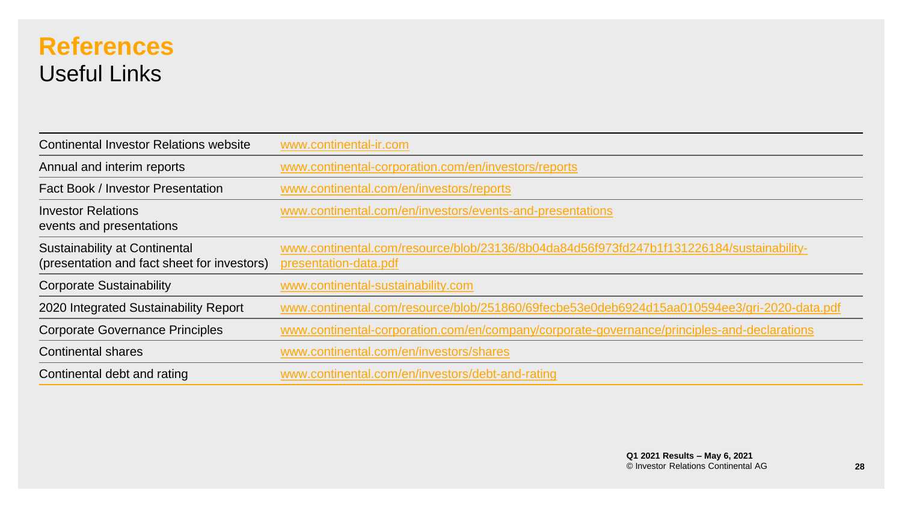# References

## Useful Links

| | |
|---|---|
| Continental Investor Relations website | www.continental-ir.com |
| Annual and interim reports | www.continental-corporation.com/en/investors/reports |
| Fact Book / Investor Presentation | www.continental.com/en/investors/reports |
| Investor Relations events and presentations | www.continental.com/en/investors/events-and-presentations |
| Sustainability at Continental (presentation and fact sheet for investors) | www.continental.com/resource/blob/23136/8b04da84d56f973fd247b1f131226184/sustainability-presentation-data.pdf |
| Corporate Sustainability | www.continental-sustainability.com |
| 2020 Integrated Sustainability Report | www.continental.com/resource/blob/251860/69fecbe53e0deb6924d15aa010594ee3/gri-2020-data.pdf |
| Corporate Governance Principles | www.continental-corporation.com/en/company/corporate-governance/principles-and-declarations |
| Continental shares | www.continental.com/en/investors/shares |
| Continental debt and rating | www.continental.com/en/investors/debt-and-rating |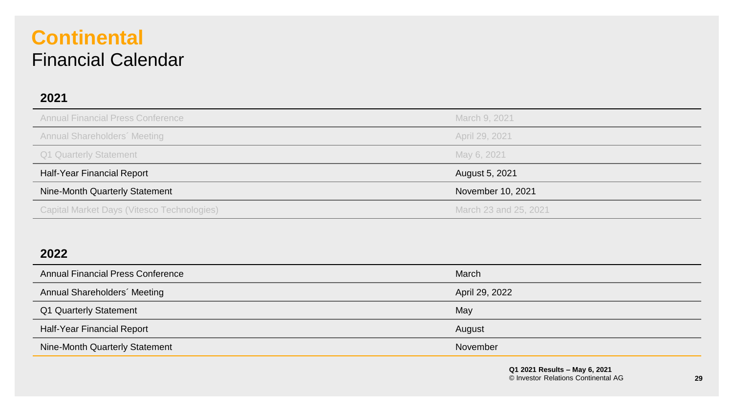# Continental

## Financial Calendar

### 2021

| | |
|---|---|
| Annual Financial Press Conference | March 9, 2021 |
| Annual Shareholders´ Meeting | April 29, 2021 |
| Q1 Quarterly Statement | May 6, 2021 |
| Half-Year Financial Report | August 5, 2021 |
| Nine-Month Quarterly Statement | November 10, 2021 |
| Capital Market Days (Vitesco Technologies) | March 23 and 25, 2021 |

### 2022

| | |
|---|---|
| Annual Financial Press Conference | March |
| Annual Shareholders´ Meeting | April 29, 2022 |
| Q1 Quarterly Statement | May |
| Half-Year Financial Report | August |
| Nine-Month Quarterly Statement | November |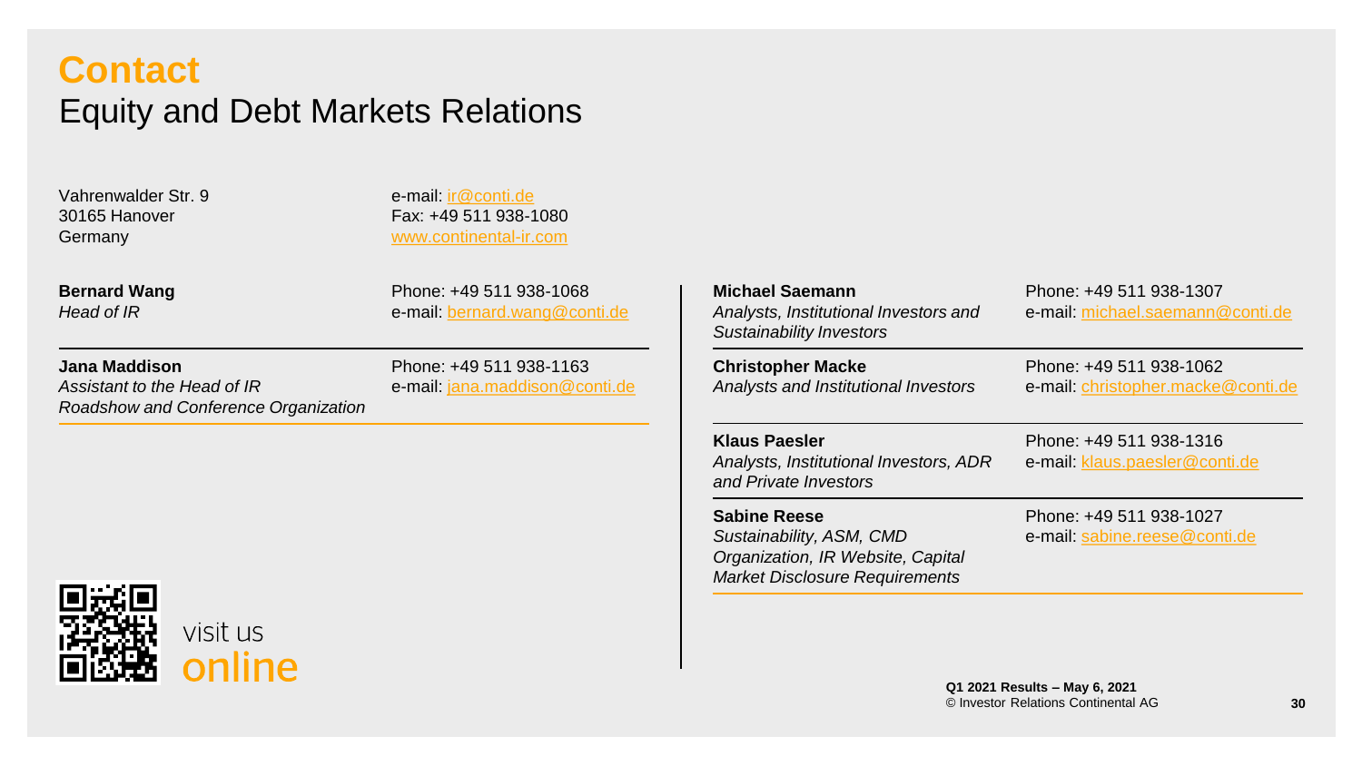# Contact

## Equity and Debt Markets Relations

Vahrenwalder Str. 9
30165 Hanover
Germany

e-mail: ir@conti.de
Fax: +49 511 938-1080
www.continental-ir.com

**Bernard Wang**
*Head of IR*
Phone: +49 511 938-1068
e-mail: bernard.wang@conti.de

**Jana Maddison**
*Assistant to the Head of IR*
*Roadshow and Conference Organization*
Phone: +49 511 938-1163
e-mail: jana.maddison@conti.de

**Michael Saemann**
*Analysts, Institutional Investors and Sustainability Investors*
Phone: +49 511 938-1307
e-mail: michael.saemann@conti.de

**Christopher Macke**
*Analysts and Institutional Investors*
Phone: +49 511 938-1062
e-mail: christopher.macke@conti.de

**Klaus Paesler**
*Analysts, Institutional Investors, ADR and Private Investors*
Phone: +49 511 938-1316
e-mail: klaus.paesler@conti.de

**Sabine Reese**
*Sustainability, ASM, CMD Organization, IR Website, Capital Market Disclosure Requirements*
Phone: +49 511 938-1027
e-mail: sabine.reese@conti.de

visit us
online

**Q1 2021 Results – May 6, 2021**
© Investor Relations Continental AG